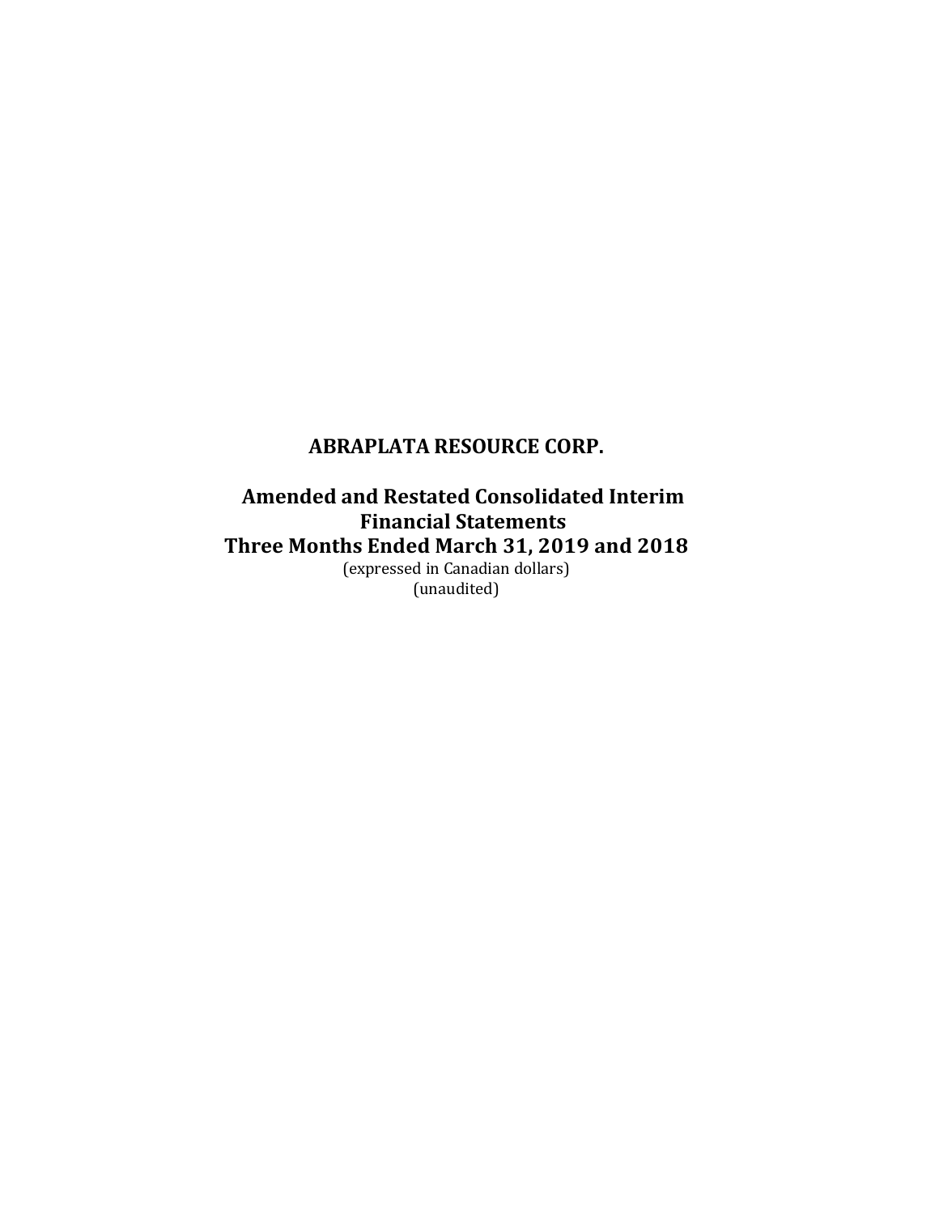# ABRAPLATA RESOURCE CORP.

## Amended and Restated Consolidated Interim Financial Statements

## Three Months Ended March 31, 2019 and 2018

(expressed in Canadian dollars)
(unaudited)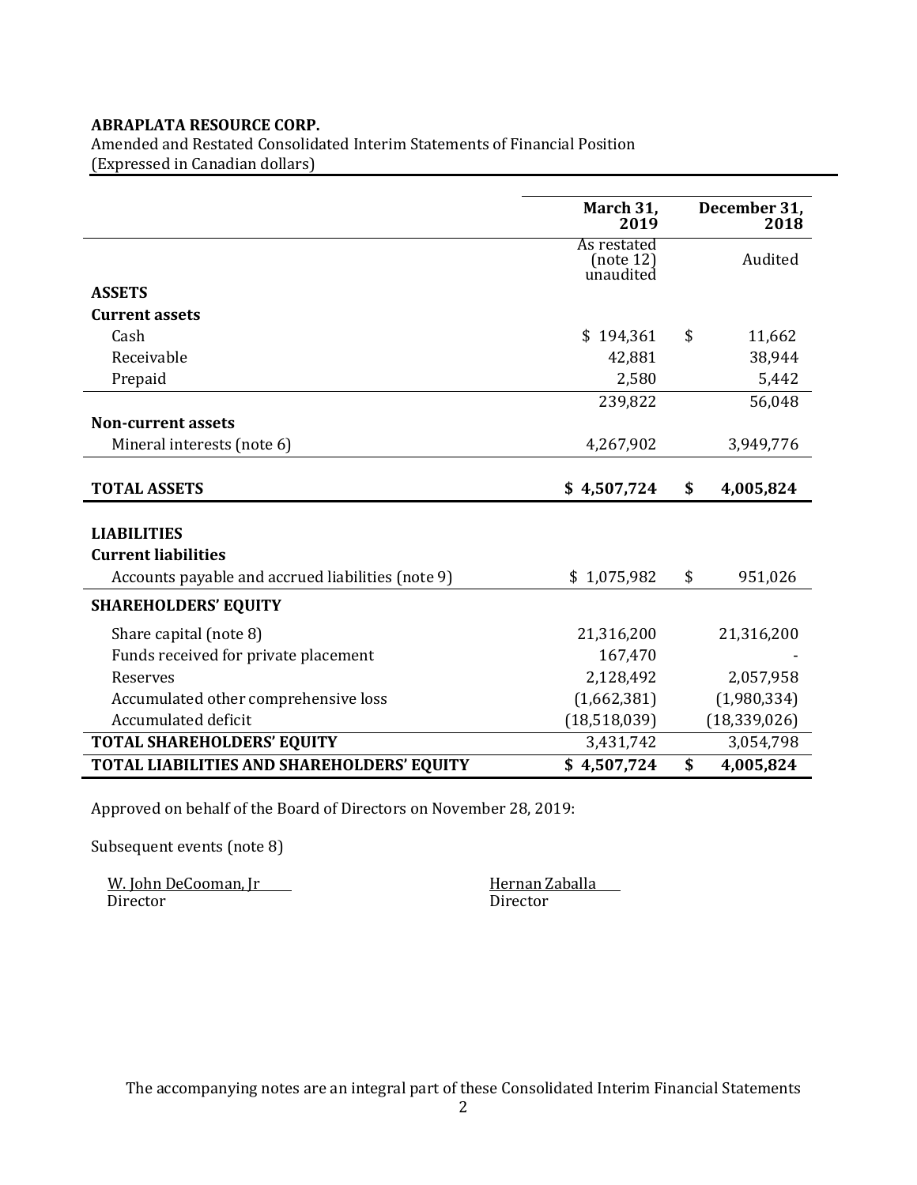**ABRAPLATA RESOURCE CORP.**

Amended and Restated Consolidated Interim Statements of Financial Position
(Expressed in Canadian dollars)

| | March 31, 2019 | December 31, 2018 |
|---|---|---|
| | As restated (note 12) unaudited | Audited |
| **ASSETS** | | |
| **Current assets** | | |
| Cash | $ 194,361 | $ 11,662 |
| Receivable | 42,881 | 38,944 |
| Prepaid | 2,580 | 5,442 |
| | 239,822 | 56,048 |
| **Non-current assets** | | |
| Mineral interests (note 6) | 4,267,902 | 3,949,776 |
| **TOTAL ASSETS** | **$ 4,507,724** | **$ 4,005,824** |
| **LIABILITIES** | | |
| **Current liabilities** | | |
| Accounts payable and accrued liabilities (note 9) | $ 1,075,982 | $ 951,026 |
| **SHAREHOLDERS' EQUITY** | | |
| Share capital (note 8) | 21,316,200 | 21,316,200 |
| Funds received for private placement | 167,470 | - |
| Reserves | 2,128,492 | 2,057,958 |
| Accumulated other comprehensive loss | (1,662,381) | (1,980,334) |
| Accumulated deficit | (18,518,039) | (18,339,026) |
| **TOTAL SHAREHOLDERS' EQUITY** | 3,431,742 | 3,054,798 |
| **TOTAL LIABILITIES AND SHAREHOLDERS' EQUITY** | **$ 4,507,724** | **$ 4,005,824** |

Approved on behalf of the Board of Directors on November 28, 2019:

Subsequent events (note 8)

W. John DeCooman, Jr
Director

Hernan Zaballa
Director

The accompanying notes are an integral part of these Consolidated Interim Financial Statements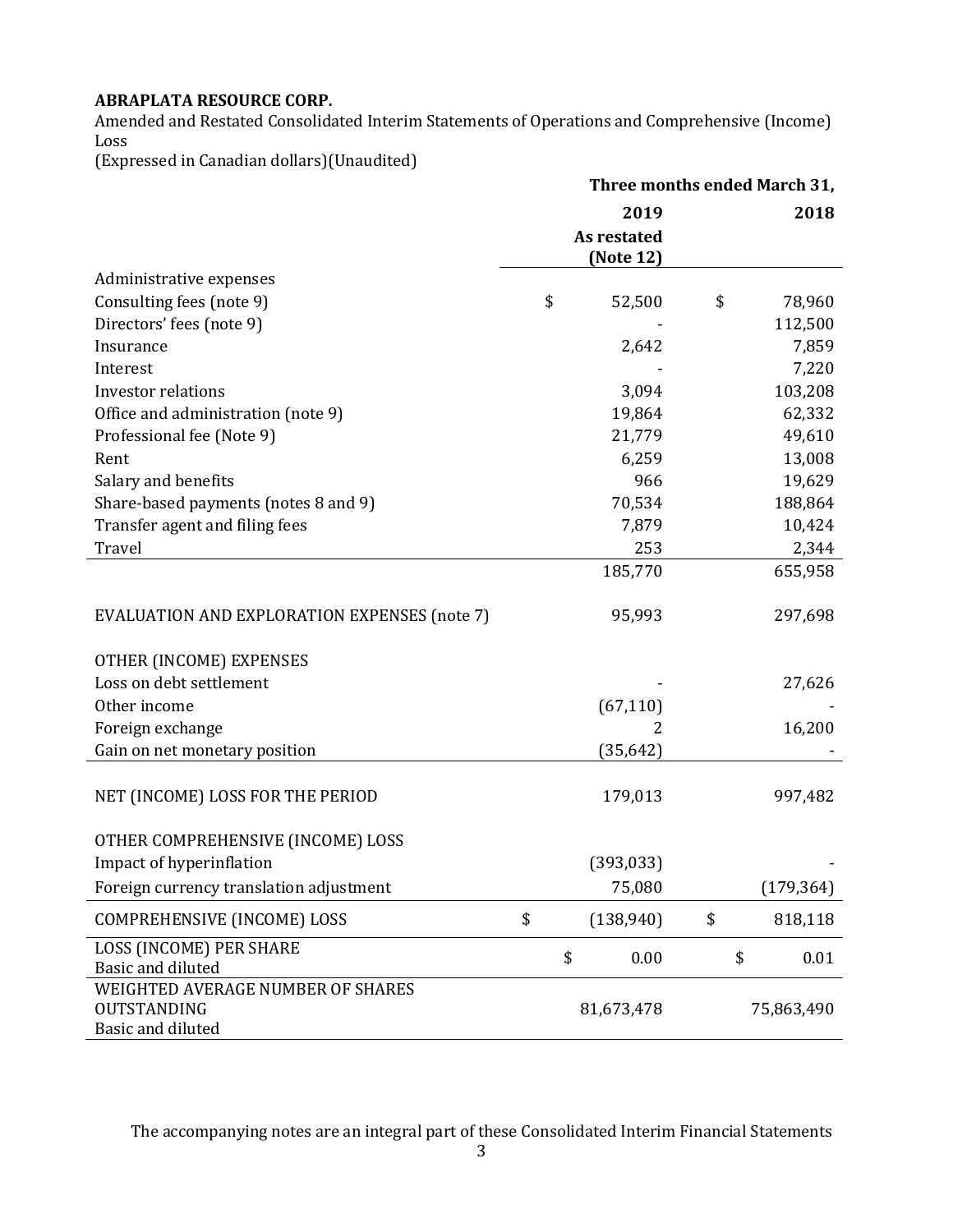**ABRAPLATA RESOURCE CORP.**

Amended and Restated Consolidated Interim Statements of Operations and Comprehensive (Income) Loss

(Expressed in Canadian dollars)(Unaudited)

| | **Three months ended March 31,** | |
|---|---|---|
| | **2019** **As restated (Note 12)** | **2018** |
| Administrative expenses | | |
| Consulting fees (note 9) | $ 52,500 | $ 78,960 |
| Directors' fees (note 9) | - | 112,500 |
| Insurance | 2,642 | 7,859 |
| Interest | - | 7,220 |
| Investor relations | 3,094 | 103,208 |
| Office and administration (note 9) | 19,864 | 62,332 |
| Professional fee (Note 9) | 21,779 | 49,610 |
| Rent | 6,259 | 13,008 |
| Salary and benefits | 966 | 19,629 |
| Share-based payments (notes 8 and 9) | 70,534 | 188,864 |
| Transfer agent and filing fees | 7,879 | 10,424 |
| Travel | 253 | 2,344 |
| | 185,770 | 655,958 |
| EVALUATION AND EXPLORATION EXPENSES (note 7) | 95,993 | 297,698 |
| OTHER (INCOME) EXPENSES | | |
| Loss on debt settlement | - | 27,626 |
| Other income | (67,110) | - |
| Foreign exchange | 2 | 16,200 |
| Gain on net monetary position | (35,642) | - |
| NET (INCOME) LOSS FOR THE PERIOD | 179,013 | 997,482 |
| OTHER COMPREHENSIVE (INCOME) LOSS | | |
| Impact of hyperinflation | (393,033) | - |
| Foreign currency translation adjustment | 75,080 | (179,364) |
| COMPREHENSIVE (INCOME) LOSS | $ (138,940) | $ 818,118 |
| LOSS (INCOME) PER SHARE Basic and diluted | $ 0.00 | $ 0.01 |
| WEIGHTED AVERAGE NUMBER OF SHARES OUTSTANDING Basic and diluted | 81,673,478 | 75,863,490 |

The accompanying notes are an integral part of these Consolidated Interim Financial Statements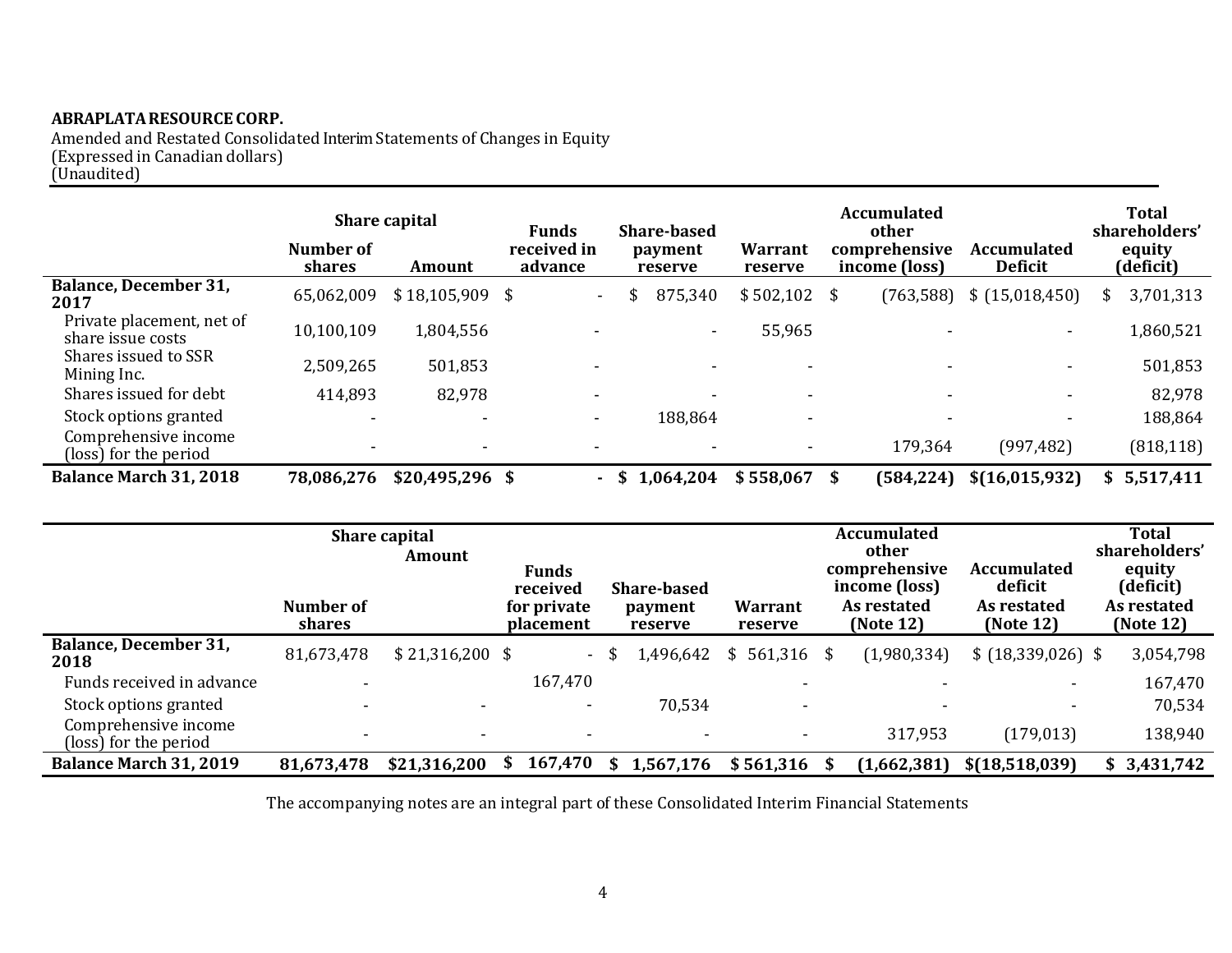**ABRAPLATA RESOURCE CORP.**
Amended and Restated Consolidated Interim Statements of Changes in Equity
(Expressed in Canadian dollars)
(Unaudited)

| | Share capital | | Funds received in advance | Share-based payment reserve | Warrant reserve | Accumulated other comprehensive income (loss) | Accumulated Deficit | Total shareholders' equity (deficit) |
|---|---|---|---|---|---|---|---|---|
| | Number of shares | Amount | | | | | | |
| **Balance, December 31, 2017** | 65,062,009 | $ 18,105,909 | $ - | $ 875,340 | $ 502,102 | $ (763,588) | $ (15,018,450) | $ 3,701,313 |
| Private placement, net of share issue costs | 10,100,109 | 1,804,556 | - | - | 55,965 | - | - | 1,860,521 |
| Shares issued to SSR Mining Inc. | 2,509,265 | 501,853 | - | - | - | - | - | 501,853 |
| Shares issued for debt | 414,893 | 82,978 | - | - | - | - | - | 82,978 |
| Stock options granted | - | - | - | 188,864 | - | - | - | 188,864 |
| Comprehensive income (loss) for the period | - | - | - | - | - | 179,364 | (997,482) | (818,118) |
| **Balance March 31, 2018** | **78,086,276** | **$20,495,296** | **$ -** | **$ 1,064,204** | **$ 558,067** | **$ (584,224)** | **$(16,015,932)** | **$ 5,517,411** |

| | Share capital | Amount | Funds received for private placement | Share-based payment reserve | Warrant reserve | Accumulated other comprehensive income (loss) As restated (Note 12) | Accumulated deficit As restated (Note 12) | Total shareholders' equity (deficit) As restated (Note 12) |
|---|---|---|---|---|---|---|---|---|
| | Number of shares | | | | | | | |
| **Balance, December 31, 2018** | 81,673,478 | $ 21,316,200 | $ - | $ 1,496,642 | $ 561,316 | $ (1,980,334) | $ (18,339,026) | $ 3,054,798 |
| Funds received in advance | - | | 167,470 | | - | - | - | 167,470 |
| Stock options granted | - | - | - | 70,534 | - | - | - | 70,534 |
| Comprehensive income (loss) for the period | - | - | - | - | - | 317,953 | (179,013) | 138,940 |
| **Balance March 31, 2019** | **81,673,478** | **$21,316,200** | **$ 167,470** | **$ 1,567,176** | **$ 561,316** | **$ (1,662,381)** | **$(18,518,039)** | **$ 3,431,742** |

The accompanying notes are an integral part of these Consolidated Interim Financial Statements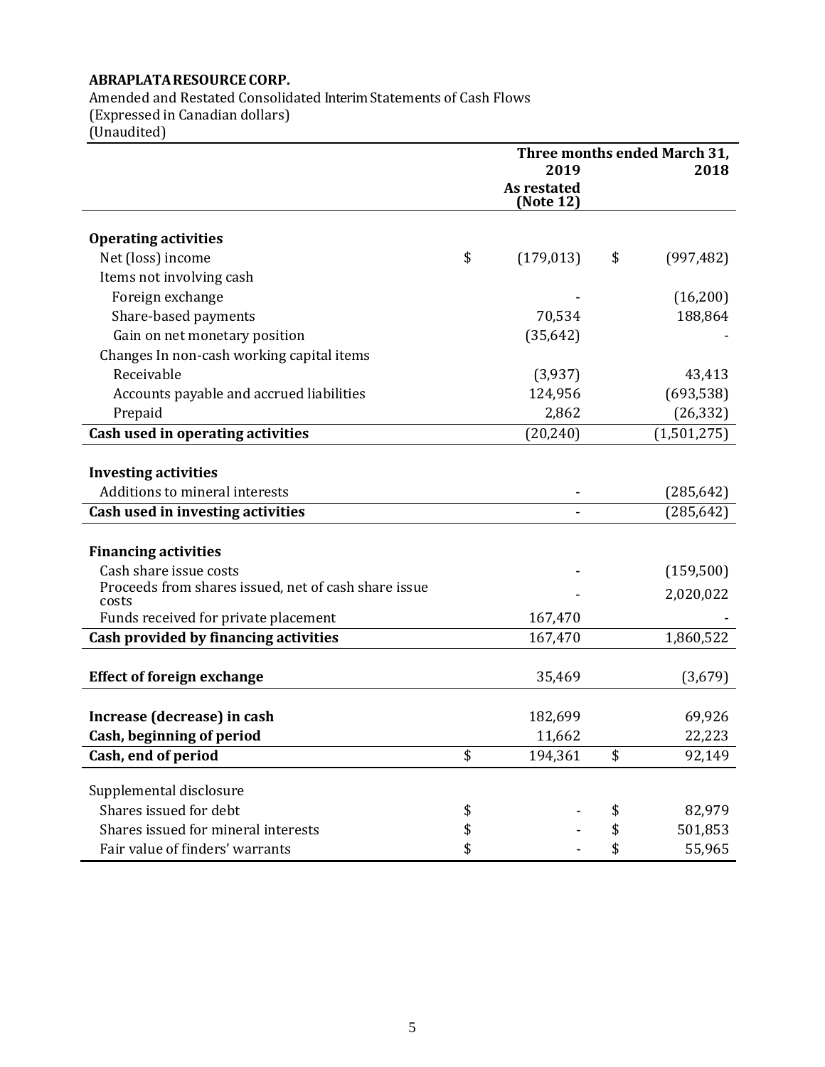**ABRAPLATA RESOURCE CORP.**

Amended and Restated Consolidated Interim Statements of Cash Flows
(Expressed in Canadian dollars)
(Unaudited)

| | Three months ended March 31, 2019 As restated (Note 12) | 2018 |
|---|---|---|
| **Operating activities** | | |
| Net (loss) income | $ (179,013) | $ (997,482) |
| Items not involving cash | | |
| Foreign exchange | - | (16,200) |
| Share-based payments | 70,534 | 188,864 |
| Gain on net monetary position | (35,642) | - |
| Changes In non-cash working capital items | | |
| Receivable | (3,937) | 43,413 |
| Accounts payable and accrued liabilities | 124,956 | (693,538) |
| Prepaid | 2,862 | (26,332) |
| **Cash used in operating activities** | (20,240) | (1,501,275) |
| | | |
| **Investing activities** | | |
| Additions to mineral interests | - | (285,642) |
| **Cash used in investing activities** | - | (285,642) |
| | | |
| **Financing activities** | | |
| Cash share issue costs | - | (159,500) |
| Proceeds from shares issued, net of cash share issue costs | - | 2,020,022 |
| Funds received for private placement | 167,470 | - |
| **Cash provided by financing activities** | 167,470 | 1,860,522 |
| | | |
| **Effect of foreign exchange** | 35,469 | (3,679) |
| | | |
| **Increase (decrease) in cash** | 182,699 | 69,926 |
| **Cash, beginning of period** | 11,662 | 22,223 |
| **Cash, end of period** | $ 194,361 | $ 92,149 |
| | | |
| Supplemental disclosure | | |
| Shares issued for debt | $ - | $ 82,979 |
| Shares issued for mineral interests | $ - | $ 501,853 |
| Fair value of finders' warrants | $ - | $ 55,965 |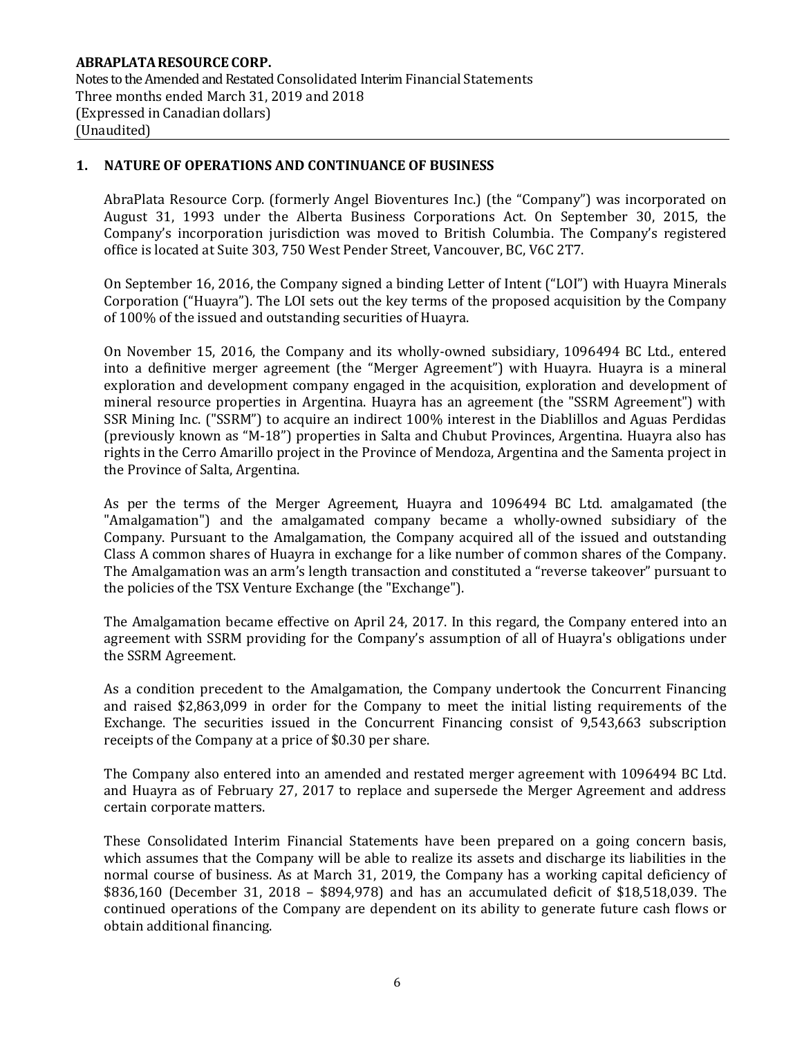## 1. NATURE OF OPERATIONS AND CONTINUANCE OF BUSINESS

AbraPlata Resource Corp. (formerly Angel Bioventures Inc.) (the "Company") was incorporated on August 31, 1993 under the Alberta Business Corporations Act. On September 30, 2015, the Company's incorporation jurisdiction was moved to British Columbia. The Company's registered office is located at Suite 303, 750 West Pender Street, Vancouver, BC, V6C 2T7.

On September 16, 2016, the Company signed a binding Letter of Intent ("LOI") with Huayra Minerals Corporation ("Huayra"). The LOI sets out the key terms of the proposed acquisition by the Company of 100% of the issued and outstanding securities of Huayra.

On November 15, 2016, the Company and its wholly-owned subsidiary, 1096494 BC Ltd., entered into a definitive merger agreement (the "Merger Agreement") with Huayra. Huayra is a mineral exploration and development company engaged in the acquisition, exploration and development of mineral resource properties in Argentina. Huayra has an agreement (the "SSRM Agreement") with SSR Mining Inc. ("SSRM") to acquire an indirect 100% interest in the Diablillos and Aguas Perdidas (previously known as "M-18") properties in Salta and Chubut Provinces, Argentina. Huayra also has rights in the Cerro Amarillo project in the Province of Mendoza, Argentina and the Samenta project in the Province of Salta, Argentina.

As per the terms of the Merger Agreement, Huayra and 1096494 BC Ltd. amalgamated (the "Amalgamation") and the amalgamated company became a wholly-owned subsidiary of the Company. Pursuant to the Amalgamation, the Company acquired all of the issued and outstanding Class A common shares of Huayra in exchange for a like number of common shares of the Company. The Amalgamation was an arm's length transaction and constituted a "reverse takeover" pursuant to the policies of the TSX Venture Exchange (the "Exchange").

The Amalgamation became effective on April 24, 2017. In this regard, the Company entered into an agreement with SSRM providing for the Company's assumption of all of Huayra's obligations under the SSRM Agreement.

As a condition precedent to the Amalgamation, the Company undertook the Concurrent Financing and raised $2,863,099 in order for the Company to meet the initial listing requirements of the Exchange. The securities issued in the Concurrent Financing consist of 9,543,663 subscription receipts of the Company at a price of $0.30 per share.

The Company also entered into an amended and restated merger agreement with 1096494 BC Ltd. and Huayra as of February 27, 2017 to replace and supersede the Merger Agreement and address certain corporate matters.

These Consolidated Interim Financial Statements have been prepared on a going concern basis, which assumes that the Company will be able to realize its assets and discharge its liabilities in the normal course of business. As at March 31, 2019, the Company has a working capital deficiency of $836,160 (December 31, 2018 – $894,978) and has an accumulated deficit of $18,518,039. The continued operations of the Company are dependent on its ability to generate future cash flows or obtain additional financing.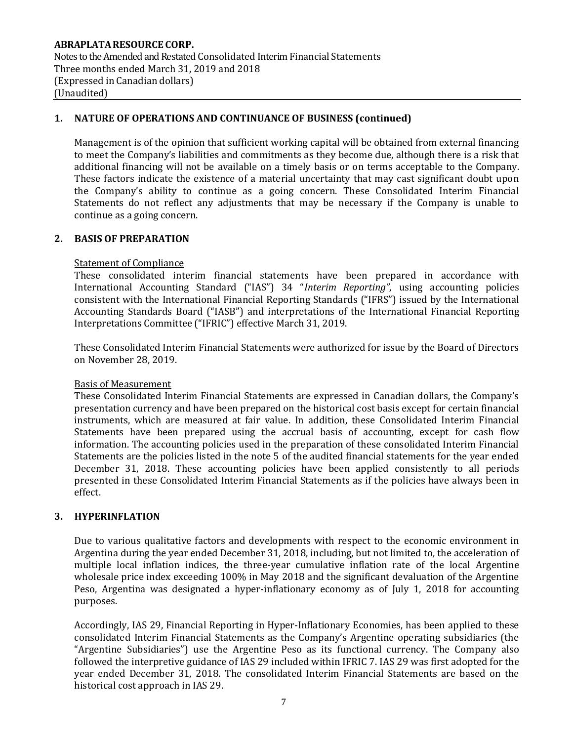## 1. NATURE OF OPERATIONS AND CONTINUANCE OF BUSINESS (continued)

Management is of the opinion that sufficient working capital will be obtained from external financing to meet the Company's liabilities and commitments as they become due, although there is a risk that additional financing will not be available on a timely basis or on terms acceptable to the Company. These factors indicate the existence of a material uncertainty that may cast significant doubt upon the Company's ability to continue as a going concern. These Consolidated Interim Financial Statements do not reflect any adjustments that may be necessary if the Company is unable to continue as a going concern.

## 2. BASIS OF PREPARATION

Statement of Compliance

These consolidated interim financial statements have been prepared in accordance with International Accounting Standard ("IAS") 34 "*Interim Reporting*", using accounting policies consistent with the International Financial Reporting Standards ("IFRS") issued by the International Accounting Standards Board ("IASB") and interpretations of the International Financial Reporting Interpretations Committee ("IFRIC") effective March 31, 2019.

These Consolidated Interim Financial Statements were authorized for issue by the Board of Directors on November 28, 2019.

Basis of Measurement

These Consolidated Interim Financial Statements are expressed in Canadian dollars, the Company's presentation currency and have been prepared on the historical cost basis except for certain financial instruments, which are measured at fair value. In addition, these Consolidated Interim Financial Statements have been prepared using the accrual basis of accounting, except for cash flow information. The accounting policies used in the preparation of these consolidated Interim Financial Statements are the policies listed in the note 5 of the audited financial statements for the year ended December 31, 2018. These accounting policies have been applied consistently to all periods presented in these Consolidated Interim Financial Statements as if the policies have always been in effect.

## 3. HYPERINFLATION

Due to various qualitative factors and developments with respect to the economic environment in Argentina during the year ended December 31, 2018, including, but not limited to, the acceleration of multiple local inflation indices, the three-year cumulative inflation rate of the local Argentine wholesale price index exceeding 100% in May 2018 and the significant devaluation of the Argentine Peso, Argentina was designated a hyper-inflationary economy as of July 1, 2018 for accounting purposes.

Accordingly, IAS 29, Financial Reporting in Hyper-Inflationary Economies, has been applied to these consolidated Interim Financial Statements as the Company's Argentine operating subsidiaries (the "Argentine Subsidiaries") use the Argentine Peso as its functional currency. The Company also followed the interpretive guidance of IAS 29 included within IFRIC 7. IAS 29 was first adopted for the year ended December 31, 2018. The consolidated Interim Financial Statements are based on the historical cost approach in IAS 29.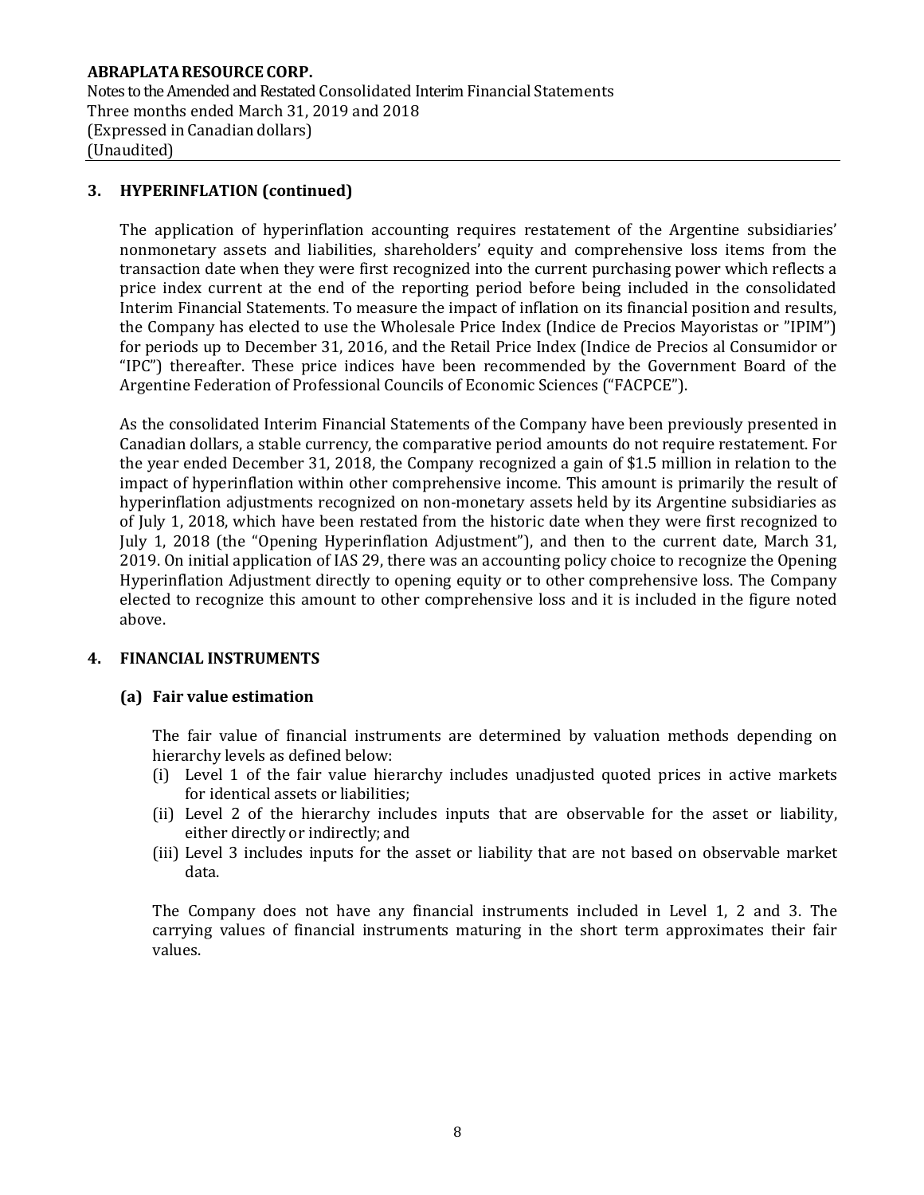## 3. HYPERINFLATION (continued)

The application of hyperinflation accounting requires restatement of the Argentine subsidiaries' nonmonetary assets and liabilities, shareholders' equity and comprehensive loss items from the transaction date when they were first recognized into the current purchasing power which reflects a price index current at the end of the reporting period before being included in the consolidated Interim Financial Statements. To measure the impact of inflation on its financial position and results, the Company has elected to use the Wholesale Price Index (Indice de Precios Mayoristas or "IPIM") for periods up to December 31, 2016, and the Retail Price Index (Indice de Precios al Consumidor or "IPC") thereafter. These price indices have been recommended by the Government Board of the Argentine Federation of Professional Councils of Economic Sciences ("FACPCE").

As the consolidated Interim Financial Statements of the Company have been previously presented in Canadian dollars, a stable currency, the comparative period amounts do not require restatement. For the year ended December 31, 2018, the Company recognized a gain of $1.5 million in relation to the impact of hyperinflation within other comprehensive income. This amount is primarily the result of hyperinflation adjustments recognized on non-monetary assets held by its Argentine subsidiaries as of July 1, 2018, which have been restated from the historic date when they were first recognized to July 1, 2018 (the "Opening Hyperinflation Adjustment"), and then to the current date, March 31, 2019. On initial application of IAS 29, there was an accounting policy choice to recognize the Opening Hyperinflation Adjustment directly to opening equity or to other comprehensive loss. The Company elected to recognize this amount to other comprehensive loss and it is included in the figure noted above.

## 4. FINANCIAL INSTRUMENTS

### (a) Fair value estimation

The fair value of financial instruments are determined by valuation methods depending on hierarchy levels as defined below:

(i) Level 1 of the fair value hierarchy includes unadjusted quoted prices in active markets for identical assets or liabilities;

(ii) Level 2 of the hierarchy includes inputs that are observable for the asset or liability, either directly or indirectly; and

(iii) Level 3 includes inputs for the asset or liability that are not based on observable market data.

The Company does not have any financial instruments included in Level 1, 2 and 3. The carrying values of financial instruments maturing in the short term approximates their fair values.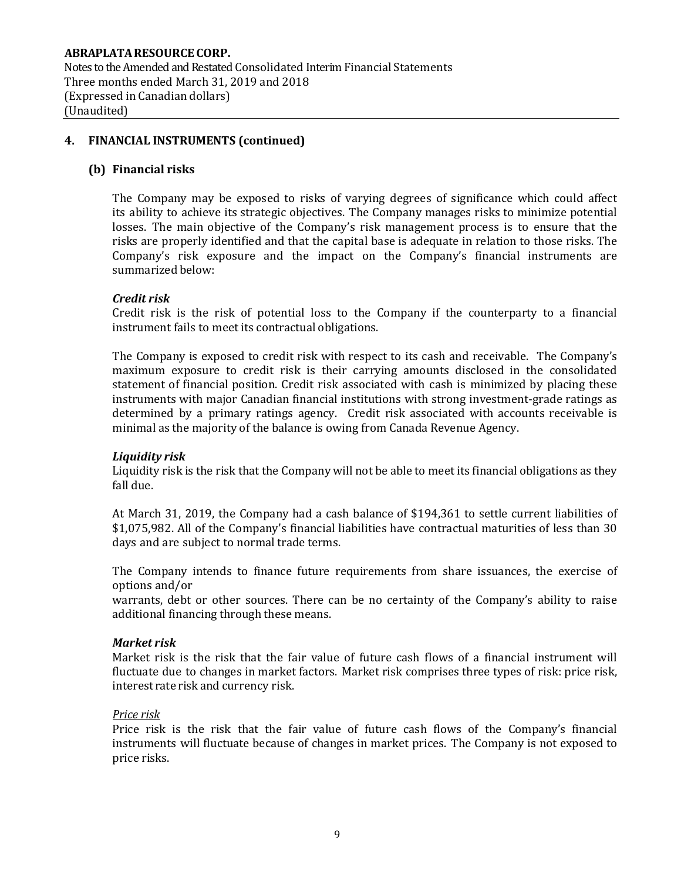## 4. FINANCIAL INSTRUMENTS (continued)

### (b) Financial risks

The Company may be exposed to risks of varying degrees of significance which could affect its ability to achieve its strategic objectives. The Company manages risks to minimize potential losses. The main objective of the Company's risk management process is to ensure that the risks are properly identified and that the capital base is adequate in relation to those risks. The Company's risk exposure and the impact on the Company's financial instruments are summarized below:

***Credit risk***

Credit risk is the risk of potential loss to the Company if the counterparty to a financial instrument fails to meet its contractual obligations.

The Company is exposed to credit risk with respect to its cash and receivable. The Company's maximum exposure to credit risk is their carrying amounts disclosed in the consolidated statement of financial position. Credit risk associated with cash is minimized by placing these instruments with major Canadian financial institutions with strong investment-grade ratings as determined by a primary ratings agency. Credit risk associated with accounts receivable is minimal as the majority of the balance is owing from Canada Revenue Agency.

***Liquidity risk***

Liquidity risk is the risk that the Company will not be able to meet its financial obligations as they fall due.

At March 31, 2019, the Company had a cash balance of $194,361 to settle current liabilities of $1,075,982. All of the Company's financial liabilities have contractual maturities of less than 30 days and are subject to normal trade terms.

The Company intends to finance future requirements from share issuances, the exercise of options and/or
warrants, debt or other sources. There can be no certainty of the Company's ability to raise additional financing through these means.

***Market risk***

Market risk is the risk that the fair value of future cash flows of a financial instrument will fluctuate due to changes in market factors. Market risk comprises three types of risk: price risk, interest rate risk and currency risk.

*Price risk*

Price risk is the risk that the fair value of future cash flows of the Company's financial instruments will fluctuate because of changes in market prices. The Company is not exposed to price risks.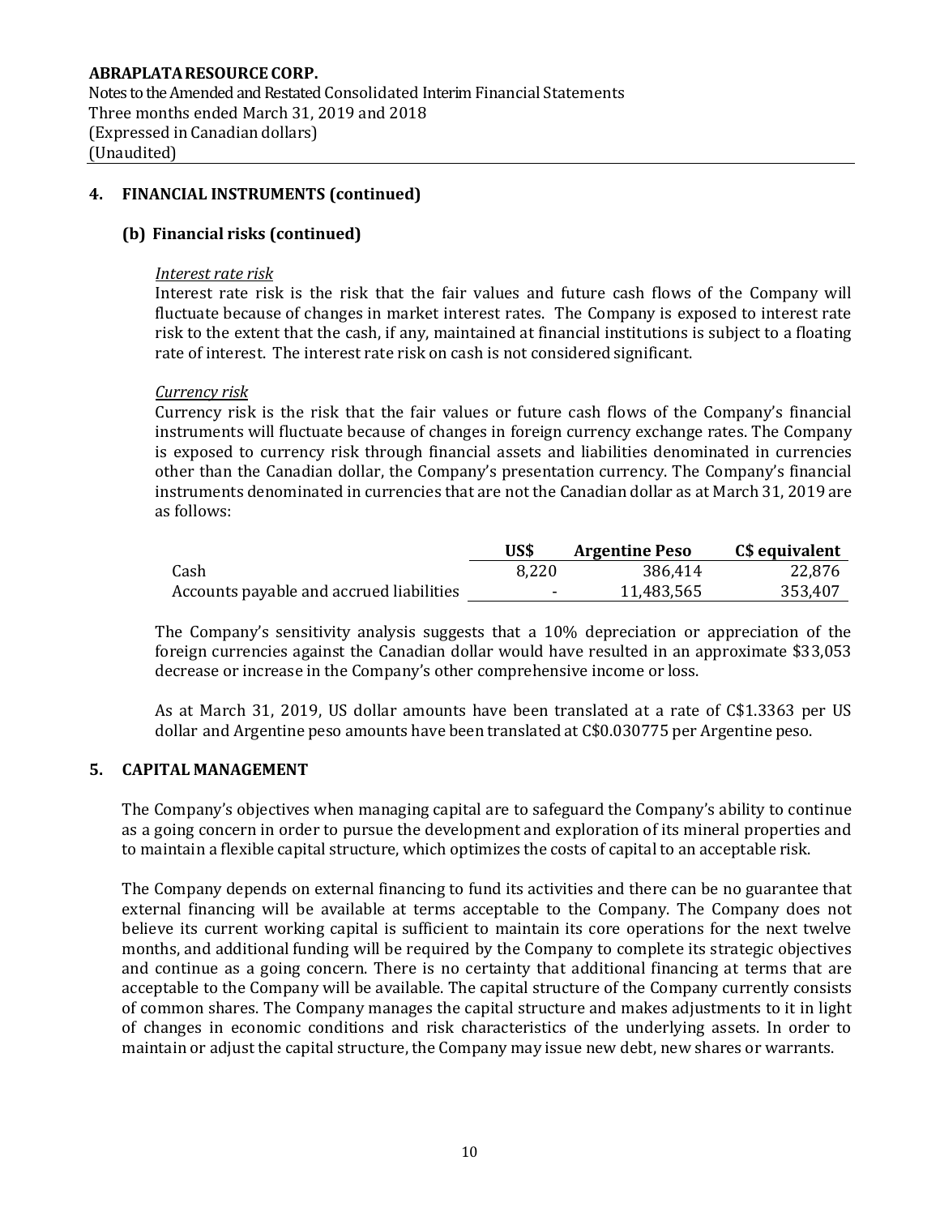## 4. FINANCIAL INSTRUMENTS (continued)

### (b) Financial risks (continued)

*Interest rate risk*

Interest rate risk is the risk that the fair values and future cash flows of the Company will fluctuate because of changes in market interest rates. The Company is exposed to interest rate risk to the extent that the cash, if any, maintained at financial institutions is subject to a floating rate of interest. The interest rate risk on cash is not considered significant.

*Currency risk*

Currency risk is the risk that the fair values or future cash flows of the Company's financial instruments will fluctuate because of changes in foreign currency exchange rates. The Company is exposed to currency risk through financial assets and liabilities denominated in currencies other than the Canadian dollar, the Company's presentation currency. The Company's financial instruments denominated in currencies that are not the Canadian dollar as at March 31, 2019 are as follows:

| | US$ | Argentine Peso | C$ equivalent |
|---|---|---|---|
| Cash | 8,220 | 386,414 | 22,876 |
| Accounts payable and accrued liabilities | - | 11,483,565 | 353,407 |

The Company's sensitivity analysis suggests that a 10% depreciation or appreciation of the foreign currencies against the Canadian dollar would have resulted in an approximate $33,053 decrease or increase in the Company's other comprehensive income or loss.

As at March 31, 2019, US dollar amounts have been translated at a rate of C$1.3363 per US dollar and Argentine peso amounts have been translated at C$0.030775 per Argentine peso.

## 5. CAPITAL MANAGEMENT

The Company's objectives when managing capital are to safeguard the Company's ability to continue as a going concern in order to pursue the development and exploration of its mineral properties and to maintain a flexible capital structure, which optimizes the costs of capital to an acceptable risk.

The Company depends on external financing to fund its activities and there can be no guarantee that external financing will be available at terms acceptable to the Company. The Company does not believe its current working capital is sufficient to maintain its core operations for the next twelve months, and additional funding will be required by the Company to complete its strategic objectives and continue as a going concern. There is no certainty that additional financing at terms that are acceptable to the Company will be available. The capital structure of the Company currently consists of common shares. The Company manages the capital structure and makes adjustments to it in light of changes in economic conditions and risk characteristics of the underlying assets. In order to maintain or adjust the capital structure, the Company may issue new debt, new shares or warrants.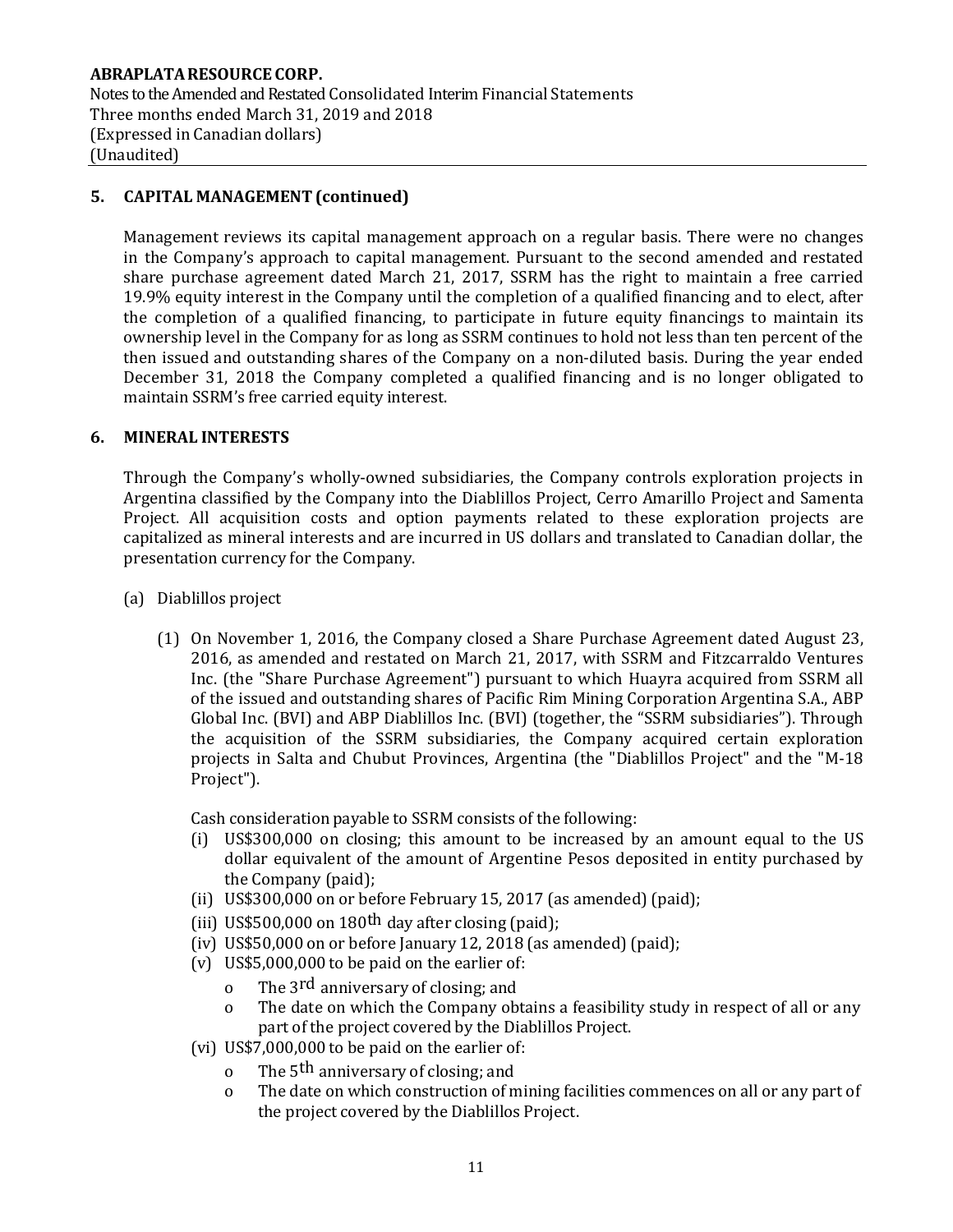## 5. CAPITAL MANAGEMENT (continued)

Management reviews its capital management approach on a regular basis. There were no changes in the Company's approach to capital management. Pursuant to the second amended and restated share purchase agreement dated March 21, 2017, SSRM has the right to maintain a free carried 19.9% equity interest in the Company until the completion of a qualified financing and to elect, after the completion of a qualified financing, to participate in future equity financings to maintain its ownership level in the Company for as long as SSRM continues to hold not less than ten percent of the then issued and outstanding shares of the Company on a non-diluted basis. During the year ended December 31, 2018 the Company completed a qualified financing and is no longer obligated to maintain SSRM's free carried equity interest.

## 6. MINERAL INTERESTS

Through the Company's wholly-owned subsidiaries, the Company controls exploration projects in Argentina classified by the Company into the Diablillos Project, Cerro Amarillo Project and Samenta Project. All acquisition costs and option payments related to these exploration projects are capitalized as mineral interests and are incurred in US dollars and translated to Canadian dollar, the presentation currency for the Company.

(a) Diablillos project

(1) On November 1, 2016, the Company closed a Share Purchase Agreement dated August 23, 2016, as amended and restated on March 21, 2017, with SSRM and Fitzcarraldo Ventures Inc. (the "Share Purchase Agreement") pursuant to which Huayra acquired from SSRM all of the issued and outstanding shares of Pacific Rim Mining Corporation Argentina S.A., ABP Global Inc. (BVI) and ABP Diablillos Inc. (BVI) (together, the "SSRM subsidiaries"). Through the acquisition of the SSRM subsidiaries, the Company acquired certain exploration projects in Salta and Chubut Provinces, Argentina (the "Diablillos Project" and the "M-18 Project").

Cash consideration payable to SSRM consists of the following:

- (i) US$300,000 on closing; this amount to be increased by an amount equal to the US dollar equivalent of the amount of Argentine Pesos deposited in entity purchased by the Company (paid);
- (ii) US$300,000 on or before February 15, 2017 (as amended) (paid);
- (iii) US$500,000 on 180th day after closing (paid);
- (iv) US$50,000 on or before January 12, 2018 (as amended) (paid);
- (v) US$5,000,000 to be paid on the earlier of:
  - o The 3rd anniversary of closing; and
  - o The date on which the Company obtains a feasibility study in respect of all or any part of the project covered by the Diablillos Project.
- (vi) US$7,000,000 to be paid on the earlier of:
  - o The 5th anniversary of closing; and
  - o The date on which construction of mining facilities commences on all or any part of the project covered by the Diablillos Project.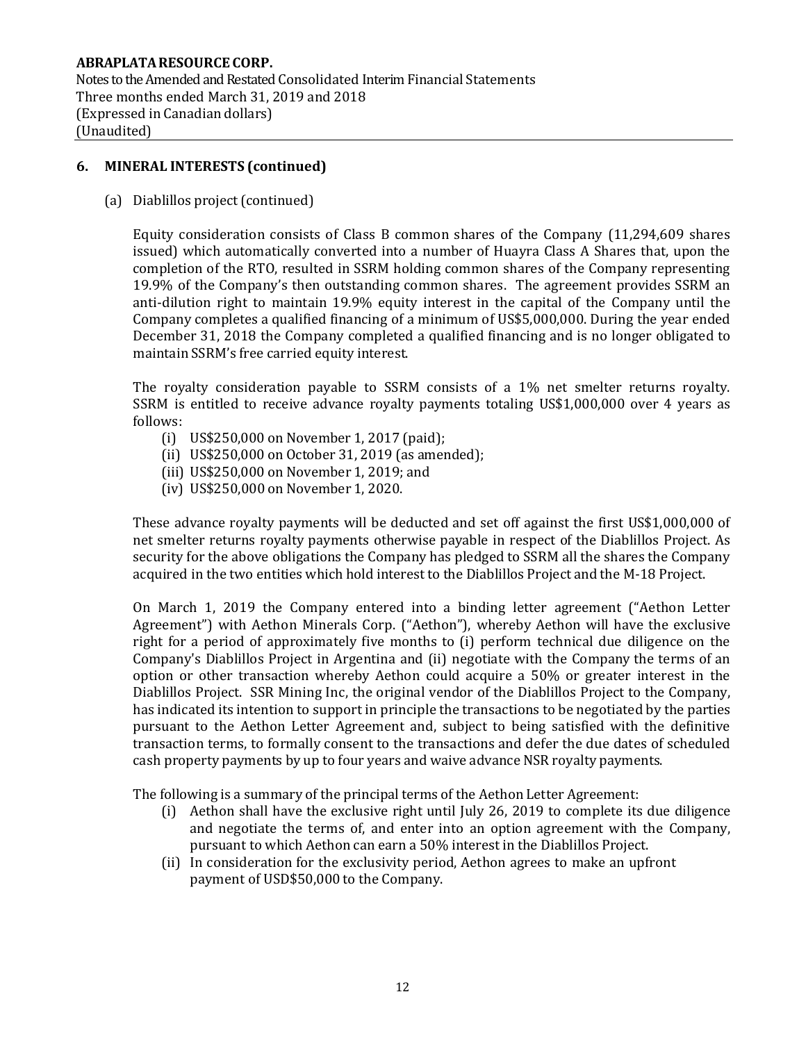## 6. MINERAL INTERESTS (continued)

(a) Diablillos project (continued)

Equity consideration consists of Class B common shares of the Company (11,294,609 shares issued) which automatically converted into a number of Huayra Class A Shares that, upon the completion of the RTO, resulted in SSRM holding common shares of the Company representing 19.9% of the Company's then outstanding common shares. The agreement provides SSRM an anti-dilution right to maintain 19.9% equity interest in the capital of the Company until the Company completes a qualified financing of a minimum of US$5,000,000. During the year ended December 31, 2018 the Company completed a qualified financing and is no longer obligated to maintain SSRM's free carried equity interest.

The royalty consideration payable to SSRM consists of a 1% net smelter returns royalty. SSRM is entitled to receive advance royalty payments totaling US$1,000,000 over 4 years as follows:

(i) US$250,000 on November 1, 2017 (paid);
(ii) US$250,000 on October 31, 2019 (as amended);
(iii) US$250,000 on November 1, 2019; and
(iv) US$250,000 on November 1, 2020.

These advance royalty payments will be deducted and set off against the first US$1,000,000 of net smelter returns royalty payments otherwise payable in respect of the Diablillos Project. As security for the above obligations the Company has pledged to SSRM all the shares the Company acquired in the two entities which hold interest to the Diablillos Project and the M-18 Project.

On March 1, 2019 the Company entered into a binding letter agreement ("Aethon Letter Agreement") with Aethon Minerals Corp. ("Aethon"), whereby Aethon will have the exclusive right for a period of approximately five months to (i) perform technical due diligence on the Company's Diablillos Project in Argentina and (ii) negotiate with the Company the terms of an option or other transaction whereby Aethon could acquire a 50% or greater interest in the Diablillos Project. SSR Mining Inc, the original vendor of the Diablillos Project to the Company, has indicated its intention to support in principle the transactions to be negotiated by the parties pursuant to the Aethon Letter Agreement and, subject to being satisfied with the definitive transaction terms, to formally consent to the transactions and defer the due dates of scheduled cash property payments by up to four years and waive advance NSR royalty payments.

The following is a summary of the principal terms of the Aethon Letter Agreement:

(i) Aethon shall have the exclusive right until July 26, 2019 to complete its due diligence and negotiate the terms of, and enter into an option agreement with the Company, pursuant to which Aethon can earn a 50% interest in the Diablillos Project.
(ii) In consideration for the exclusivity period, Aethon agrees to make an upfront payment of USD$50,000 to the Company.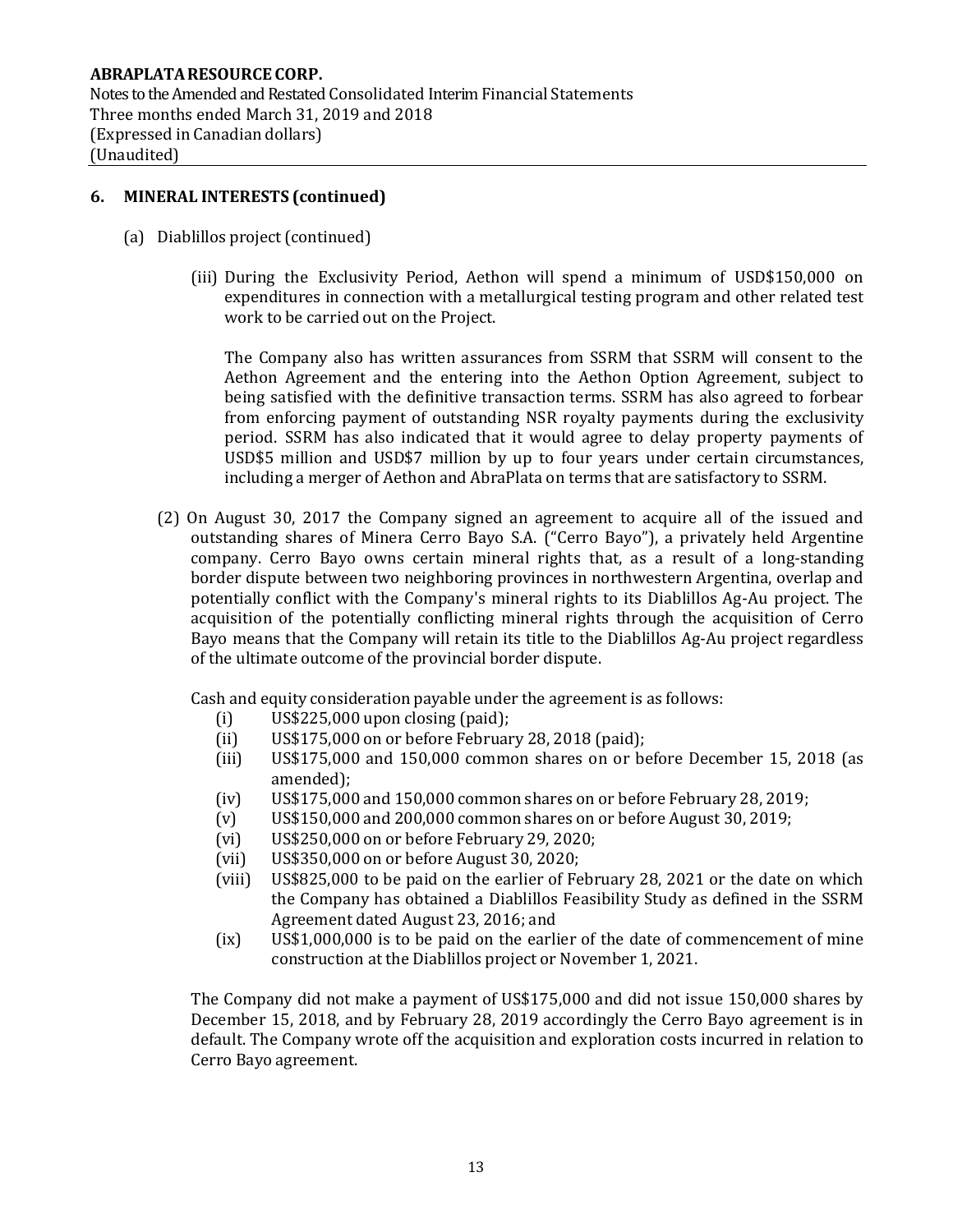## 6. MINERAL INTERESTS (continued)

(a) Diablillos project (continued)

(iii) During the Exclusivity Period, Aethon will spend a minimum of USD$150,000 on expenditures in connection with a metallurgical testing program and other related test work to be carried out on the Project.

The Company also has written assurances from SSRM that SSRM will consent to the Aethon Agreement and the entering into the Aethon Option Agreement, subject to being satisfied with the definitive transaction terms. SSRM has also agreed to forbear from enforcing payment of outstanding NSR royalty payments during the exclusivity period. SSRM has also indicated that it would agree to delay property payments of USD$5 million and USD$7 million by up to four years under certain circumstances, including a merger of Aethon and AbraPlata on terms that are satisfactory to SSRM.

(2) On August 30, 2017 the Company signed an agreement to acquire all of the issued and outstanding shares of Minera Cerro Bayo S.A. ("Cerro Bayo"), a privately held Argentine company. Cerro Bayo owns certain mineral rights that, as a result of a long-standing border dispute between two neighboring provinces in northwestern Argentina, overlap and potentially conflict with the Company's mineral rights to its Diablillos Ag-Au project. The acquisition of the potentially conflicting mineral rights through the acquisition of Cerro Bayo means that the Company will retain its title to the Diablillos Ag-Au project regardless of the ultimate outcome of the provincial border dispute.

Cash and equity consideration payable under the agreement is as follows:

(i) US$225,000 upon closing (paid);
(ii) US$175,000 on or before February 28, 2018 (paid);
(iii) US$175,000 and 150,000 common shares on or before December 15, 2018 (as amended);
(iv) US$175,000 and 150,000 common shares on or before February 28, 2019;
(v) US$150,000 and 200,000 common shares on or before August 30, 2019;
(vi) US$250,000 on or before February 29, 2020;
(vii) US$350,000 on or before August 30, 2020;
(viii) US$825,000 to be paid on the earlier of February 28, 2021 or the date on which the Company has obtained a Diablillos Feasibility Study as defined in the SSRM Agreement dated August 23, 2016; and
(ix) US$1,000,000 is to be paid on the earlier of the date of commencement of mine construction at the Diablillos project or November 1, 2021.

The Company did not make a payment of US$175,000 and did not issue 150,000 shares by December 15, 2018, and by February 28, 2019 accordingly the Cerro Bayo agreement is in default. The Company wrote off the acquisition and exploration costs incurred in relation to Cerro Bayo agreement.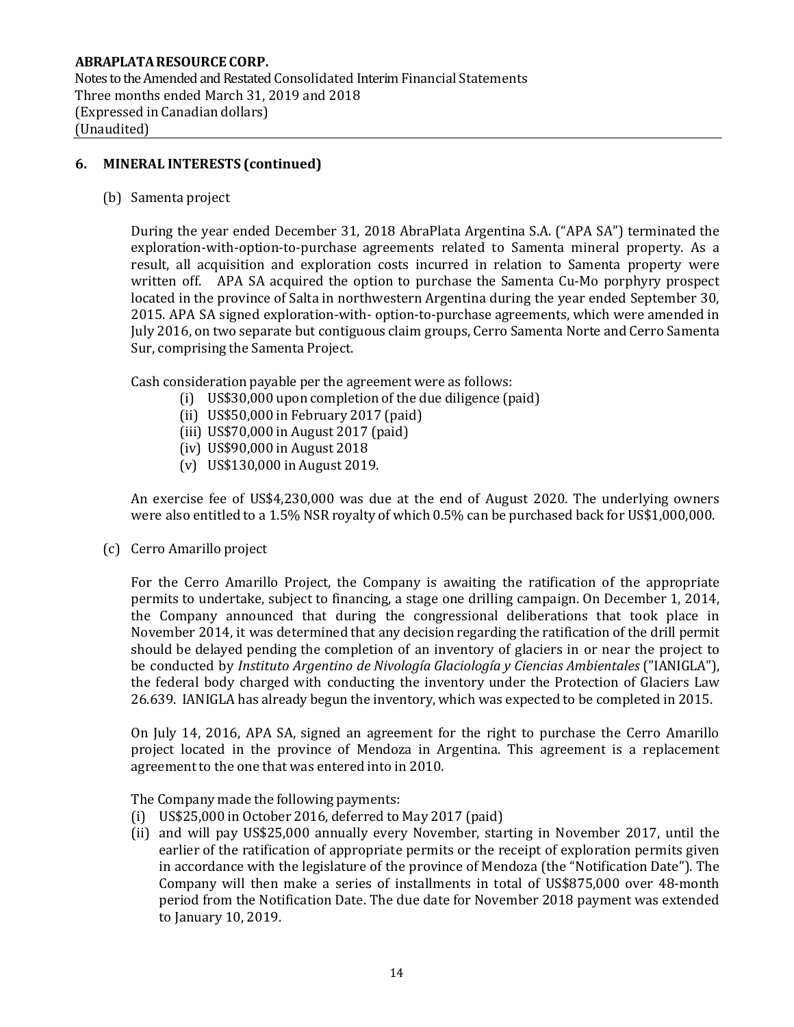## 6. MINERAL INTERESTS (continued)

(b) Samenta project

During the year ended December 31, 2018 AbraPlata Argentina S.A. ("APA SA") terminated the exploration-with-option-to-purchase agreements related to Samenta mineral property. As a result, all acquisition and exploration costs incurred in relation to Samenta property were written off. APA SA acquired the option to purchase the Samenta Cu-Mo porphyry prospect located in the province of Salta in northwestern Argentina during the year ended September 30, 2015. APA SA signed exploration-with- option-to-purchase agreements, which were amended in July 2016, on two separate but contiguous claim groups, Cerro Samenta Norte and Cerro Samenta Sur, comprising the Samenta Project.

Cash consideration payable per the agreement were as follows:

- (i) US$30,000 upon completion of the due diligence (paid)
- (ii) US$50,000 in February 2017 (paid)
- (iii) US$70,000 in August 2017 (paid)
- (iv) US$90,000 in August 2018
- (v) US$130,000 in August 2019.

An exercise fee of US$4,230,000 was due at the end of August 2020. The underlying owners were also entitled to a 1.5% NSR royalty of which 0.5% can be purchased back for US$1,000,000.

(c) Cerro Amarillo project

For the Cerro Amarillo Project, the Company is awaiting the ratification of the appropriate permits to undertake, subject to financing, a stage one drilling campaign. On December 1, 2014, the Company announced that during the congressional deliberations that took place in November 2014, it was determined that any decision regarding the ratification of the drill permit should be delayed pending the completion of an inventory of glaciers in or near the project to be conducted by *Instituto Argentino de Nivología Glaciología y Ciencias Ambientales* ("IANIGLA"), the federal body charged with conducting the inventory under the Protection of Glaciers Law 26.639. IANIGLA has already begun the inventory, which was expected to be completed in 2015.

On July 14, 2016, APA SA, signed an agreement for the right to purchase the Cerro Amarillo project located in the province of Mendoza in Argentina. This agreement is a replacement agreement to the one that was entered into in 2010.

The Company made the following payments:

- (i) US$25,000 in October 2016, deferred to May 2017 (paid)
- (ii) and will pay US$25,000 annually every November, starting in November 2017, until the earlier of the ratification of appropriate permits or the receipt of exploration permits given in accordance with the legislature of the province of Mendoza (the "Notification Date"). The Company will then make a series of installments in total of US$875,000 over 48-month period from the Notification Date. The due date for November 2018 payment was extended to January 10, 2019.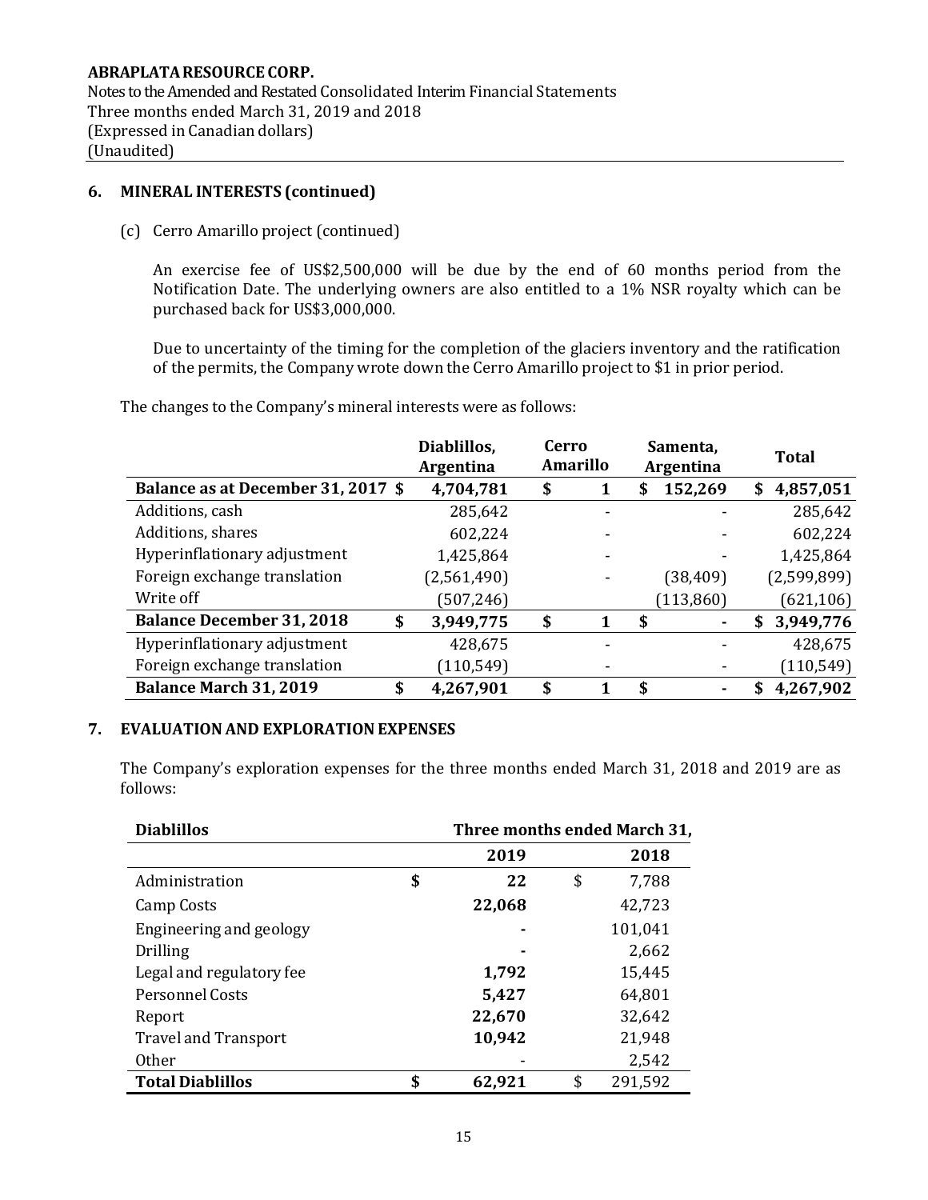## 6. MINERAL INTERESTS (continued)

(c) Cerro Amarillo project (continued)

An exercise fee of US$2,500,000 will be due by the end of 60 months period from the Notification Date. The underlying owners are also entitled to a 1% NSR royalty which can be purchased back for US$3,000,000.

Due to uncertainty of the timing for the completion of the glaciers inventory and the ratification of the permits, the Company wrote down the Cerro Amarillo project to $1 in prior period.

The changes to the Company's mineral interests were as follows:

| | Diablillos, Argentina | Cerro Amarillo | Samenta, Argentina | Total |
|---|---|---|---|---|
| **Balance as at December 31, 2017** | **$ 4,704,781** | **$ 1** | **$ 152,269** | **$ 4,857,051** |
| Additions, cash | 285,642 | - | - | 285,642 |
| Additions, shares | 602,224 | - | - | 602,224 |
| Hyperinflationary adjustment | 1,425,864 | - | - | 1,425,864 |
| Foreign exchange translation | (2,561,490) | - | (38,409) | (2,599,899) |
| Write off | (507,246) | | (113,860) | (621,106) |
| **Balance December 31, 2018** | **$ 3,949,775** | **$ 1** | **$ -** | **$ 3,949,776** |
| Hyperinflationary adjustment | 428,675 | - | - | 428,675 |
| Foreign exchange translation | (110,549) | - | - | (110,549) |
| **Balance March 31, 2019** | **$ 4,267,901** | **$ 1** | **$ -** | **$ 4,267,902** |

## 7. EVALUATION AND EXPLORATION EXPENSES

The Company's exploration expenses for the three months ended March 31, 2018 and 2019 are as follows:

| **Diablillos** | **Three months ended March 31,** | |
|---|---|---|
| | **2019** | **2018** |
| Administration | **$ 22** | $ 7,788 |
| Camp Costs | **22,068** | 42,723 |
| Engineering and geology | **-** | 101,041 |
| Drilling | **-** | 2,662 |
| Legal and regulatory fee | **1,792** | 15,445 |
| Personnel Costs | **5,427** | 64,801 |
| Report | **22,670** | 32,642 |
| Travel and Transport | **10,942** | 21,948 |
| Other | - | 2,542 |
| **Total Diablillos** | **$ 62,921** | $ 291,592 |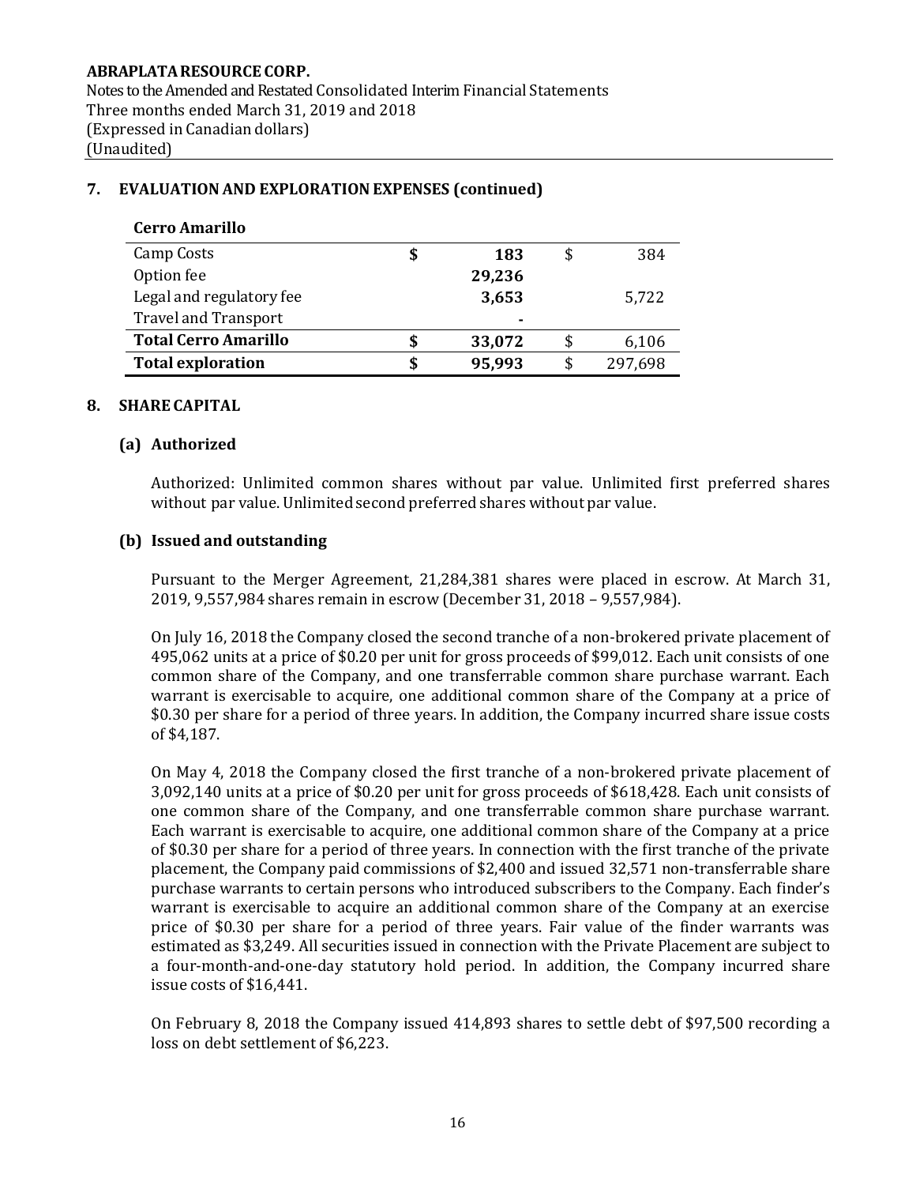## 7. EVALUATION AND EXPLORATION EXPENSES (continued)

| **Cerro Amarillo** | | |
|---|---|---|
| Camp Costs | **$ 183** | $ 384 |
| Option fee | **29,236** | |
| Legal and regulatory fee | **3,653** | 5,722 |
| Travel and Transport | **-** | |
| **Total Cerro Amarillo** | **$ 33,072** | $ 6,106 |
| **Total exploration** | **$ 95,993** | $ 297,698 |

## 8. SHARE CAPITAL

### (a) Authorized

Authorized: Unlimited common shares without par value. Unlimited first preferred shares without par value. Unlimited second preferred shares without par value.

### (b) Issued and outstanding

Pursuant to the Merger Agreement, 21,284,381 shares were placed in escrow. At March 31, 2019, 9,557,984 shares remain in escrow (December 31, 2018 – 9,557,984).

On July 16, 2018 the Company closed the second tranche of a non-brokered private placement of 495,062 units at a price of $0.20 per unit for gross proceeds of $99,012. Each unit consists of one common share of the Company, and one transferrable common share purchase warrant. Each warrant is exercisable to acquire, one additional common share of the Company at a price of $0.30 per share for a period of three years. In addition, the Company incurred share issue costs of $4,187.

On May 4, 2018 the Company closed the first tranche of a non-brokered private placement of 3,092,140 units at a price of $0.20 per unit for gross proceeds of $618,428. Each unit consists of one common share of the Company, and one transferrable common share purchase warrant. Each warrant is exercisable to acquire, one additional common share of the Company at a price of $0.30 per share for a period of three years. In connection with the first tranche of the private placement, the Company paid commissions of $2,400 and issued 32,571 non-transferrable share purchase warrants to certain persons who introduced subscribers to the Company. Each finder's warrant is exercisable to acquire an additional common share of the Company at an exercise price of $0.30 per share for a period of three years. Fair value of the finder warrants was estimated as $3,249. All securities issued in connection with the Private Placement are subject to a four-month-and-one-day statutory hold period. In addition, the Company incurred share issue costs of $16,441.

On February 8, 2018 the Company issued 414,893 shares to settle debt of $97,500 recording a loss on debt settlement of $6,223.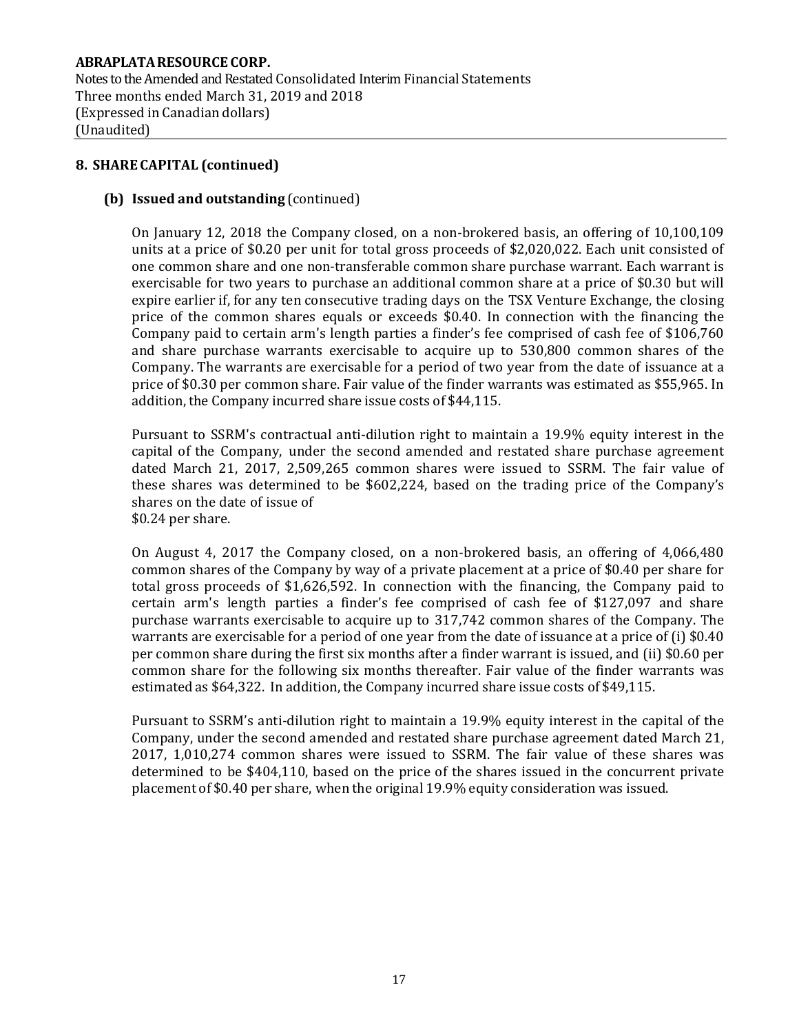## 8. SHARE CAPITAL (continued)

### (b) Issued and outstanding (continued)

On January 12, 2018 the Company closed, on a non-brokered basis, an offering of 10,100,109 units at a price of $0.20 per unit for total gross proceeds of $2,020,022. Each unit consisted of one common share and one non-transferable common share purchase warrant. Each warrant is exercisable for two years to purchase an additional common share at a price of $0.30 but will expire earlier if, for any ten consecutive trading days on the TSX Venture Exchange, the closing price of the common shares equals or exceeds $0.40. In connection with the financing the Company paid to certain arm's length parties a finder's fee comprised of cash fee of $106,760 and share purchase warrants exercisable to acquire up to 530,800 common shares of the Company. The warrants are exercisable for a period of two year from the date of issuance at a price of $0.30 per common share. Fair value of the finder warrants was estimated as $55,965. In addition, the Company incurred share issue costs of $44,115.

Pursuant to SSRM's contractual anti-dilution right to maintain a 19.9% equity interest in the capital of the Company, under the second amended and restated share purchase agreement dated March 21, 2017, 2,509,265 common shares were issued to SSRM. The fair value of these shares was determined to be $602,224, based on the trading price of the Company's shares on the date of issue of
$0.24 per share.

On August 4, 2017 the Company closed, on a non-brokered basis, an offering of 4,066,480 common shares of the Company by way of a private placement at a price of $0.40 per share for total gross proceeds of $1,626,592. In connection with the financing, the Company paid to certain arm's length parties a finder's fee comprised of cash fee of $127,097 and share purchase warrants exercisable to acquire up to 317,742 common shares of the Company. The warrants are exercisable for a period of one year from the date of issuance at a price of (i) $0.40 per common share during the first six months after a finder warrant is issued, and (ii) $0.60 per common share for the following six months thereafter. Fair value of the finder warrants was estimated as $64,322. In addition, the Company incurred share issue costs of $49,115.

Pursuant to SSRM's anti-dilution right to maintain a 19.9% equity interest in the capital of the Company, under the second amended and restated share purchase agreement dated March 21, 2017, 1,010,274 common shares were issued to SSRM. The fair value of these shares was determined to be $404,110, based on the price of the shares issued in the concurrent private placement of $0.40 per share, when the original 19.9% equity consideration was issued.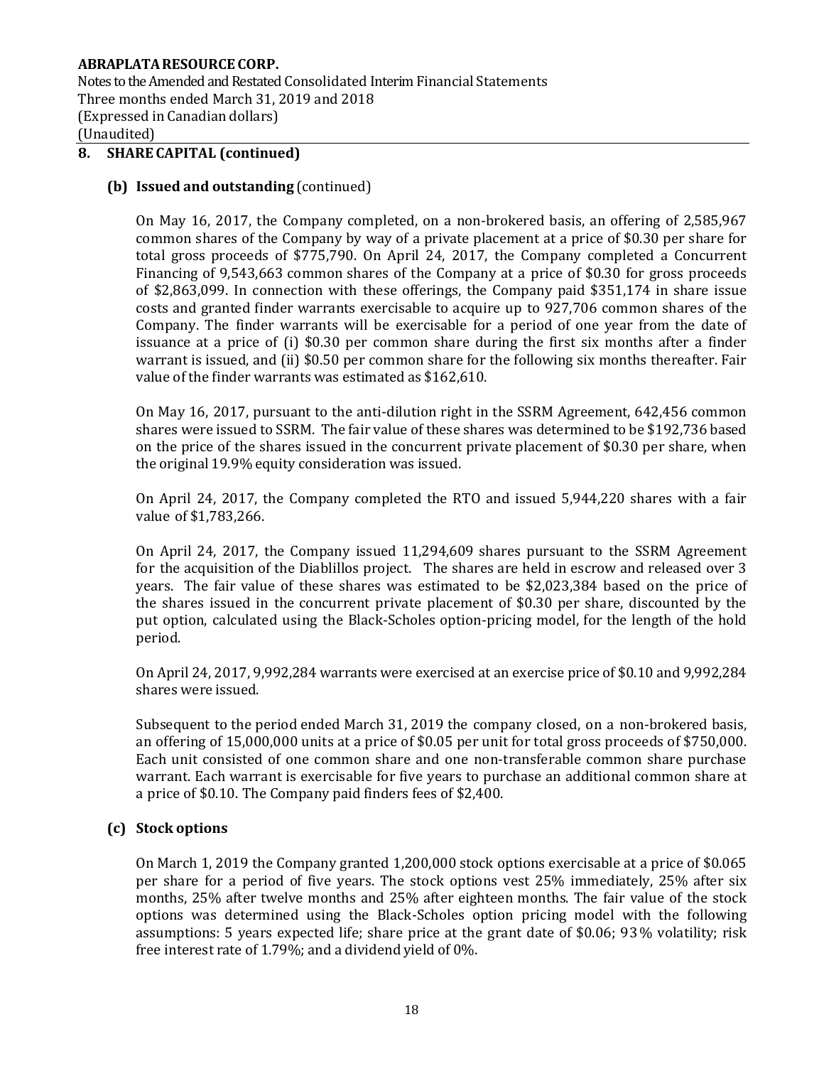## 8. SHARE CAPITAL (continued)

### (b) Issued and outstanding (continued)

On May 16, 2017, the Company completed, on a non-brokered basis, an offering of 2,585,967 common shares of the Company by way of a private placement at a price of $0.30 per share for total gross proceeds of $775,790. On April 24, 2017, the Company completed a Concurrent Financing of 9,543,663 common shares of the Company at a price of $0.30 for gross proceeds of $2,863,099. In connection with these offerings, the Company paid $351,174 in share issue costs and granted finder warrants exercisable to acquire up to 927,706 common shares of the Company. The finder warrants will be exercisable for a period of one year from the date of issuance at a price of (i) $0.30 per common share during the first six months after a finder warrant is issued, and (ii) $0.50 per common share for the following six months thereafter. Fair value of the finder warrants was estimated as $162,610.

On May 16, 2017, pursuant to the anti-dilution right in the SSRM Agreement, 642,456 common shares were issued to SSRM. The fair value of these shares was determined to be $192,736 based on the price of the shares issued in the concurrent private placement of $0.30 per share, when the original 19.9% equity consideration was issued.

On April 24, 2017, the Company completed the RTO and issued 5,944,220 shares with a fair value of $1,783,266.

On April 24, 2017, the Company issued 11,294,609 shares pursuant to the SSRM Agreement for the acquisition of the Diablillos project. The shares are held in escrow and released over 3 years. The fair value of these shares was estimated to be $2,023,384 based on the price of the shares issued in the concurrent private placement of $0.30 per share, discounted by the put option, calculated using the Black-Scholes option-pricing model, for the length of the hold period.

On April 24, 2017, 9,992,284 warrants were exercised at an exercise price of $0.10 and 9,992,284 shares were issued.

Subsequent to the period ended March 31, 2019 the company closed, on a non-brokered basis, an offering of 15,000,000 units at a price of $0.05 per unit for total gross proceeds of $750,000. Each unit consisted of one common share and one non-transferable common share purchase warrant. Each warrant is exercisable for five years to purchase an additional common share at a price of $0.10. The Company paid finders fees of $2,400.

### (c) Stock options

On March 1, 2019 the Company granted 1,200,000 stock options exercisable at a price of $0.065 per share for a period of five years. The stock options vest 25% immediately, 25% after six months, 25% after twelve months and 25% after eighteen months. The fair value of the stock options was determined using the Black-Scholes option pricing model with the following assumptions: 5 years expected life; share price at the grant date of $0.06; 93% volatility; risk free interest rate of 1.79%; and a dividend yield of 0%.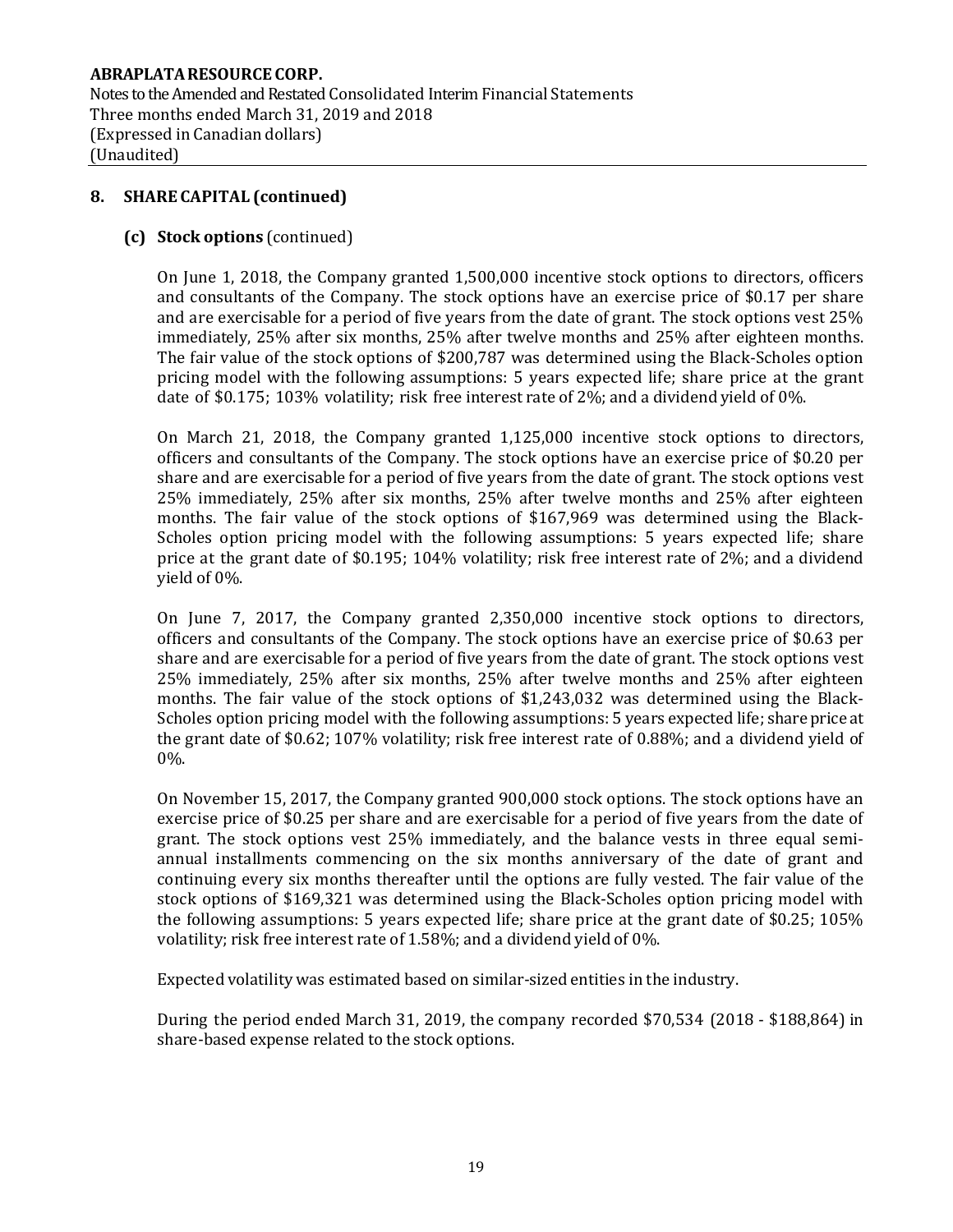## 8. SHARE CAPITAL (continued)

### (c) Stock options (continued)

On June 1, 2018, the Company granted 1,500,000 incentive stock options to directors, officers and consultants of the Company. The stock options have an exercise price of $0.17 per share and are exercisable for a period of five years from the date of grant. The stock options vest 25% immediately, 25% after six months, 25% after twelve months and 25% after eighteen months. The fair value of the stock options of $200,787 was determined using the Black-Scholes option pricing model with the following assumptions: 5 years expected life; share price at the grant date of $0.175; 103% volatility; risk free interest rate of 2%; and a dividend yield of 0%.

On March 21, 2018, the Company granted 1,125,000 incentive stock options to directors, officers and consultants of the Company. The stock options have an exercise price of $0.20 per share and are exercisable for a period of five years from the date of grant. The stock options vest 25% immediately, 25% after six months, 25% after twelve months and 25% after eighteen months. The fair value of the stock options of $167,969 was determined using the Black-Scholes option pricing model with the following assumptions: 5 years expected life; share price at the grant date of $0.195; 104% volatility; risk free interest rate of 2%; and a dividend yield of 0%.

On June 7, 2017, the Company granted 2,350,000 incentive stock options to directors, officers and consultants of the Company. The stock options have an exercise price of $0.63 per share and are exercisable for a period of five years from the date of grant. The stock options vest 25% immediately, 25% after six months, 25% after twelve months and 25% after eighteen months. The fair value of the stock options of $1,243,032 was determined using the Black-Scholes option pricing model with the following assumptions: 5 years expected life; share price at the grant date of $0.62; 107% volatility; risk free interest rate of 0.88%; and a dividend yield of 0%.

On November 15, 2017, the Company granted 900,000 stock options. The stock options have an exercise price of $0.25 per share and are exercisable for a period of five years from the date of grant. The stock options vest 25% immediately, and the balance vests in three equal semi-annual installments commencing on the six months anniversary of the date of grant and continuing every six months thereafter until the options are fully vested. The fair value of the stock options of $169,321 was determined using the Black-Scholes option pricing model with the following assumptions: 5 years expected life; share price at the grant date of $0.25; 105% volatility; risk free interest rate of 1.58%; and a dividend yield of 0%.

Expected volatility was estimated based on similar-sized entities in the industry.

During the period ended March 31, 2019, the company recorded $70,534 (2018 - $188,864) in share-based expense related to the stock options.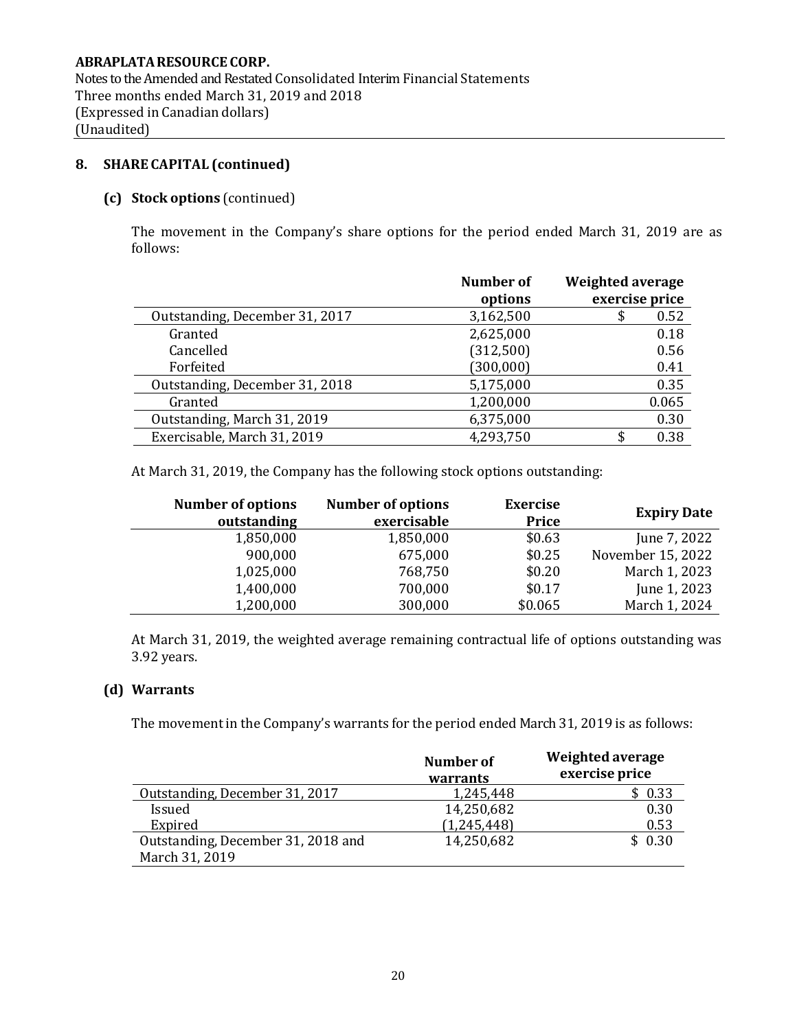## 8. SHARE CAPITAL (continued)

### (c) Stock options (continued)

The movement in the Company's share options for the period ended March 31, 2019 are as follows:

| | Number of options | Weighted average exercise price |
|---|---|---|
| Outstanding, December 31, 2017 | 3,162,500 | $ 0.52 |
| Granted | 2,625,000 | 0.18 |
| Cancelled | (312,500) | 0.56 |
| Forfeited | (300,000) | 0.41 |
| Outstanding, December 31, 2018 | 5,175,000 | 0.35 |
| Granted | 1,200,000 | 0.065 |
| Outstanding, March 31, 2019 | 6,375,000 | 0.30 |
| Exercisable, March 31, 2019 | 4,293,750 | $ 0.38 |

At March 31, 2019, the Company has the following stock options outstanding:

| Number of options outstanding | Number of options exercisable | Exercise Price | Expiry Date |
|---|---|---|---|
| 1,850,000 | 1,850,000 | $0.63 | June 7, 2022 |
| 900,000 | 675,000 | $0.25 | November 15, 2022 |
| 1,025,000 | 768,750 | $0.20 | March 1, 2023 |
| 1,400,000 | 700,000 | $0.17 | June 1, 2023 |
| 1,200,000 | 300,000 | $0.065 | March 1, 2024 |

At March 31, 2019, the weighted average remaining contractual life of options outstanding was 3.92 years.

### (d) Warrants

The movement in the Company's warrants for the period ended March 31, 2019 is as follows:

| | Number of warrants | Weighted average exercise price |
|---|---|---|
| Outstanding, December 31, 2017 | 1,245,448 | $ 0.33 |
| Issued | 14,250,682 | 0.30 |
| Expired | (1,245,448) | 0.53 |
| Outstanding, December 31, 2018 and March 31, 2019 | 14,250,682 | $ 0.30 |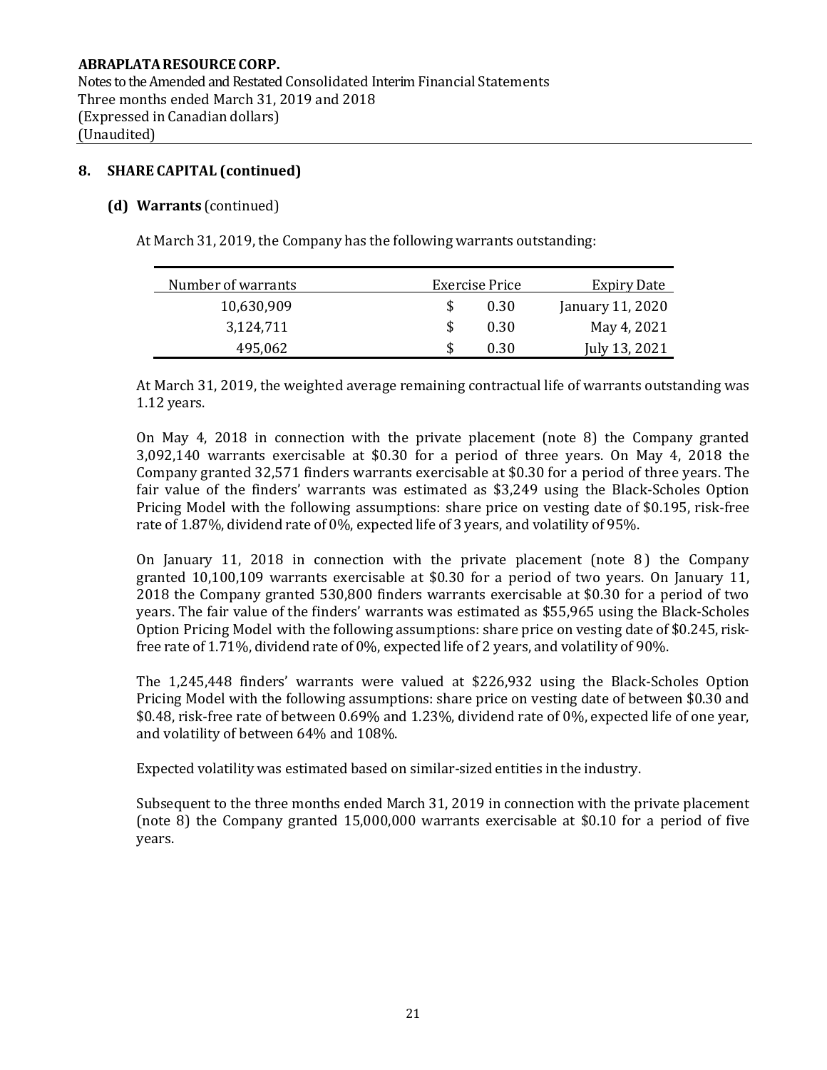## 8. SHARE CAPITAL (continued)

### (d) Warrants (continued)

At March 31, 2019, the Company has the following warrants outstanding:

| Number of warrants | Exercise Price | Expiry Date |
|---|---|---|
| 10,630,909 | $ 0.30 | January 11, 2020 |
| 3,124,711 | $ 0.30 | May 4, 2021 |
| 495,062 | $ 0.30 | July 13, 2021 |

At March 31, 2019, the weighted average remaining contractual life of warrants outstanding was 1.12 years.

On May 4, 2018 in connection with the private placement (note 8) the Company granted 3,092,140 warrants exercisable at $0.30 for a period of three years. On May 4, 2018 the Company granted 32,571 finders warrants exercisable at $0.30 for a period of three years. The fair value of the finders' warrants was estimated as $3,249 using the Black-Scholes Option Pricing Model with the following assumptions: share price on vesting date of $0.195, risk-free rate of 1.87%, dividend rate of 0%, expected life of 3 years, and volatility of 95%.

On January 11, 2018 in connection with the private placement (note 8) the Company granted 10,100,109 warrants exercisable at $0.30 for a period of two years. On January 11, 2018 the Company granted 530,800 finders warrants exercisable at $0.30 for a period of two years. The fair value of the finders' warrants was estimated as $55,965 using the Black-Scholes Option Pricing Model with the following assumptions: share price on vesting date of $0.245, risk-free rate of 1.71%, dividend rate of 0%, expected life of 2 years, and volatility of 90%.

The 1,245,448 finders' warrants were valued at $226,932 using the Black-Scholes Option Pricing Model with the following assumptions: share price on vesting date of between $0.30 and $0.48, risk-free rate of between 0.69% and 1.23%, dividend rate of 0%, expected life of one year, and volatility of between 64% and 108%.

Expected volatility was estimated based on similar-sized entities in the industry.

Subsequent to the three months ended March 31, 2019 in connection with the private placement (note 8) the Company granted 15,000,000 warrants exercisable at $0.10 for a period of five years.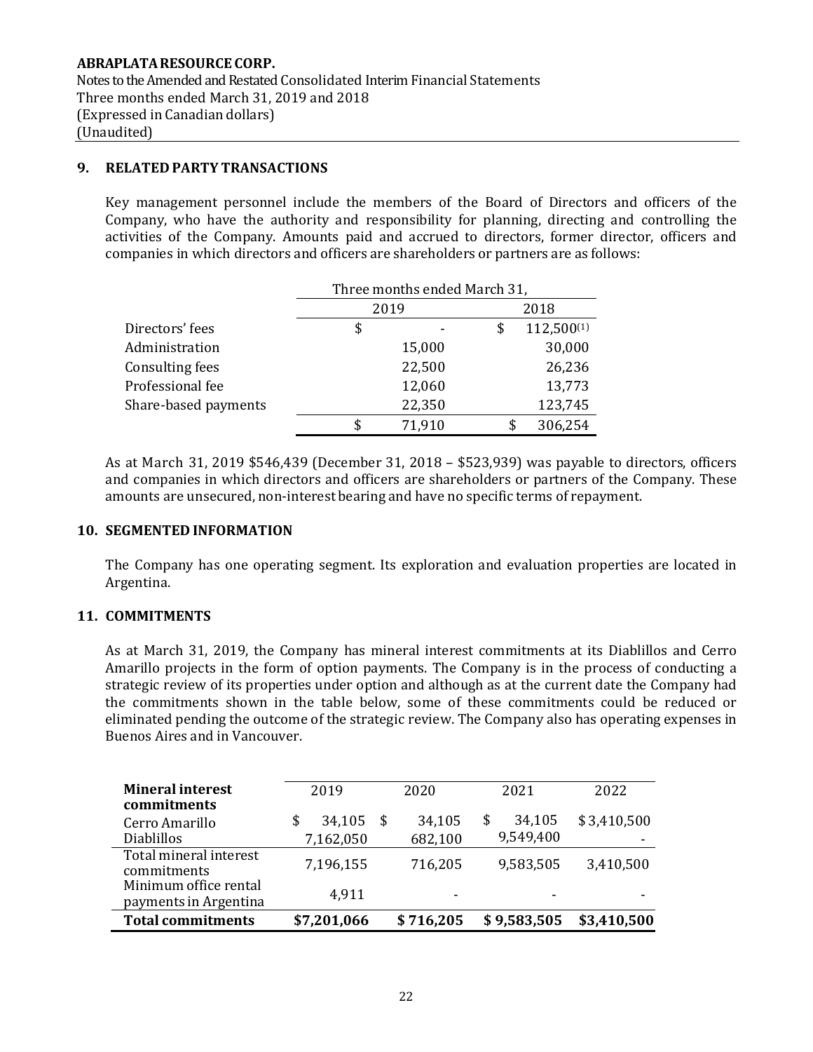**ABRAPLATA RESOURCE CORP.**
Notes to the Amended and Restated Consolidated Interim Financial Statements
Three months ended March 31, 2019 and 2018
(Expressed in Canadian dollars)
(Unaudited)

## 9. RELATED PARTY TRANSACTIONS

Key management personnel include the members of the Board of Directors and officers of the Company, who have the authority and responsibility for planning, directing and controlling the activities of the Company. Amounts paid and accrued to directors, former director, officers and companies in which directors and officers are shareholders or partners are as follows:

| | Three months ended March 31, | |
|---|---|---|
| | 2019 | 2018 |
| Directors' fees | $ - | $ 112,500[(1)] |
| Administration | 15,000 | 30,000 |
| Consulting fees | 22,500 | 26,236 |
| Professional fee | 12,060 | 13,773 |
| Share-based payments | 22,350 | 123,745 |
| | $ 71,910 | $ 306,254 |

As at March 31, 2019 $546,439 (December 31, 2018 – $523,939) was payable to directors, officers and companies in which directors and officers are shareholders or partners of the Company. These amounts are unsecured, non-interest bearing and have no specific terms of repayment.

## 10. SEGMENTED INFORMATION

The Company has one operating segment. Its exploration and evaluation properties are located in Argentina.

## 11. COMMITMENTS

As at March 31, 2019, the Company has mineral interest commitments at its Diablillos and Cerro Amarillo projects in the form of option payments. The Company is in the process of conducting a strategic review of its properties under option and although as at the current date the Company had the commitments shown in the table below, some of these commitments could be reduced or eliminated pending the outcome of the strategic review. The Company also has operating expenses in Buenos Aires and in Vancouver.

| **Mineral interest commitments** | 2019 | 2020 | 2021 | 2022 |
|---|---|---|---|---|
| Cerro Amarillo | $ 34,105 | $ 34,105 | $ 34,105 | $ 3,410,500 |
| Diablillos | 7,162,050 | 682,100 | 9,549,400 | - |
| Total mineral interest commitments | 7,196,155 | 716,205 | 9,583,505 | 3,410,500 |
| Minimum office rental payments in Argentina | 4,911 | - | - | - |
| **Total commitments** | **$7,201,066** | **$ 716,205** | **$ 9,583,505** | **$3,410,500** |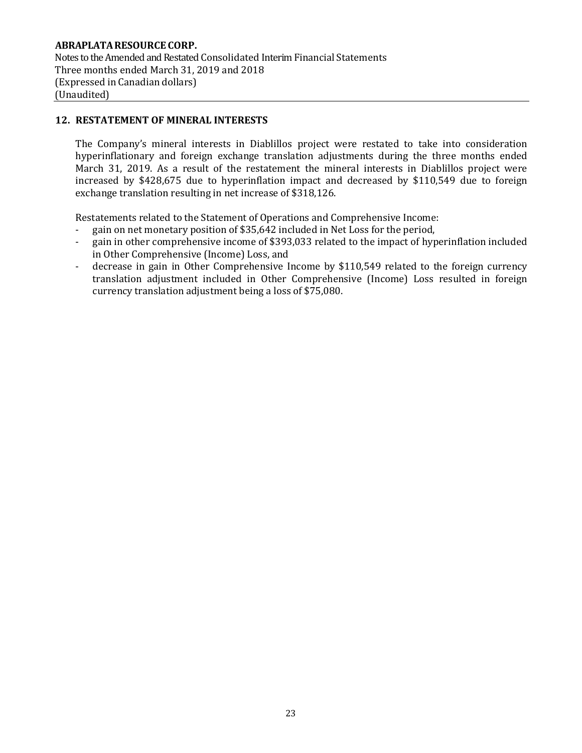## 12. RESTATEMENT OF MINERAL INTERESTS

The Company's mineral interests in Diablillos project were restated to take into consideration hyperinflationary and foreign exchange translation adjustments during the three months ended March 31, 2019. As a result of the restatement the mineral interests in Diablillos project were increased by $428,675 due to hyperinflation impact and decreased by $110,549 due to foreign exchange translation resulting in net increase of $318,126.

Restatements related to the Statement of Operations and Comprehensive Income:

- gain on net monetary position of $35,642 included in Net Loss for the period,
- gain in other comprehensive income of $393,033 related to the impact of hyperinflation included in Other Comprehensive (Income) Loss, and
- decrease in gain in Other Comprehensive Income by $110,549 related to the foreign currency translation adjustment included in Other Comprehensive (Income) Loss resulted in foreign currency translation adjustment being a loss of $75,080.